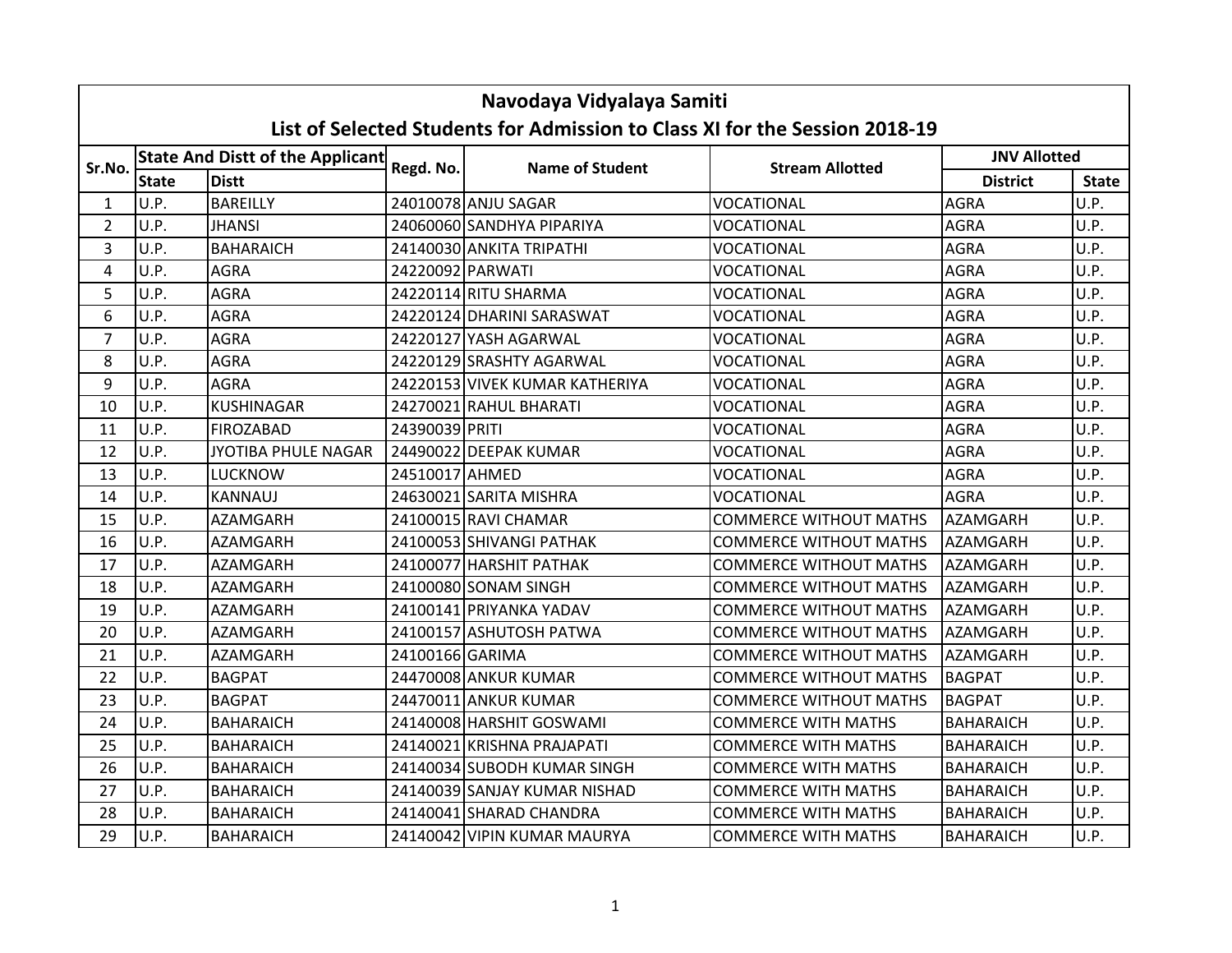# Navodaya Vidyalaya Samiti

## List of Selected Students for Admission to Class XI for the Session 2018-19

| Sr.No. | State And Distt of the Applicant | | Regd. No. | Name of Student | Stream Allotted | JNV Allotted | |
|---|---|---|---|---|---|---|---|
| | State | Distt | | | | District | State |
| 1 | U.P. | BAREILLY | 24010078 | ANJU SAGAR | VOCATIONAL | AGRA | U.P. |
| 2 | U.P. | JHANSI | 24060060 | SANDHYA PIPARIYA | VOCATIONAL | AGRA | U.P. |
| 3 | U.P. | BAHARAICH | 24140030 | ANKITA TRIPATHI | VOCATIONAL | AGRA | U.P. |
| 4 | U.P. | AGRA | 24220092 | PARWATI | VOCATIONAL | AGRA | U.P. |
| 5 | U.P. | AGRA | 24220114 | RITU SHARMA | VOCATIONAL | AGRA | U.P. |
| 6 | U.P. | AGRA | 24220124 | DHARINI SARASWAT | VOCATIONAL | AGRA | U.P. |
| 7 | U.P. | AGRA | 24220127 | YASH AGARWAL | VOCATIONAL | AGRA | U.P. |
| 8 | U.P. | AGRA | 24220129 | SRASHTY AGARWAL | VOCATIONAL | AGRA | U.P. |
| 9 | U.P. | AGRA | 24220153 | VIVEK KUMAR KATHERIYA | VOCATIONAL | AGRA | U.P. |
| 10 | U.P. | KUSHINAGAR | 24270021 | RAHUL BHARATI | VOCATIONAL | AGRA | U.P. |
| 11 | U.P. | FIROZABAD | 24390039 | PRITI | VOCATIONAL | AGRA | U.P. |
| 12 | U.P. | JYOTIBA PHULE NAGAR | 24490022 | DEEPAK KUMAR | VOCATIONAL | AGRA | U.P. |
| 13 | U.P. | LUCKNOW | 24510017 | AHMED | VOCATIONAL | AGRA | U.P. |
| 14 | U.P. | KANNAUJ | 24630021 | SARITA MISHRA | VOCATIONAL | AGRA | U.P. |
| 15 | U.P. | AZAMGARH | 24100015 | RAVI CHAMAR | COMMERCE WITHOUT MATHS | AZAMGARH | U.P. |
| 16 | U.P. | AZAMGARH | 24100053 | SHIVANGI PATHAK | COMMERCE WITHOUT MATHS | AZAMGARH | U.P. |
| 17 | U.P. | AZAMGARH | 24100077 | HARSHIT PATHAK | COMMERCE WITHOUT MATHS | AZAMGARH | U.P. |
| 18 | U.P. | AZAMGARH | 24100080 | SONAM SINGH | COMMERCE WITHOUT MATHS | AZAMGARH | U.P. |
| 19 | U.P. | AZAMGARH | 24100141 | PRIYANKA YADAV | COMMERCE WITHOUT MATHS | AZAMGARH | U.P. |
| 20 | U.P. | AZAMGARH | 24100157 | ASHUTOSH PATWA | COMMERCE WITHOUT MATHS | AZAMGARH | U.P. |
| 21 | U.P. | AZAMGARH | 24100166 | GARIMA | COMMERCE WITHOUT MATHS | AZAMGARH | U.P. |
| 22 | U.P. | BAGPAT | 24470008 | ANKUR KUMAR | COMMERCE WITHOUT MATHS | BAGPAT | U.P. |
| 23 | U.P. | BAGPAT | 24470011 | ANKUR KUMAR | COMMERCE WITHOUT MATHS | BAGPAT | U.P. |
| 24 | U.P. | BAHARAICH | 24140008 | HARSHIT GOSWAMI | COMMERCE WITH MATHS | BAHARAICH | U.P. |
| 25 | U.P. | BAHARAICH | 24140021 | KRISHNA PRAJAPATI | COMMERCE WITH MATHS | BAHARAICH | U.P. |
| 26 | U.P. | BAHARAICH | 24140034 | SUBODH KUMAR SINGH | COMMERCE WITH MATHS | BAHARAICH | U.P. |
| 27 | U.P. | BAHARAICH | 24140039 | SANJAY KUMAR NISHAD | COMMERCE WITH MATHS | BAHARAICH | U.P. |
| 28 | U.P. | BAHARAICH | 24140041 | SHARAD CHANDRA | COMMERCE WITH MATHS | BAHARAICH | U.P. |
| 29 | U.P. | BAHARAICH | 24140042 | VIPIN KUMAR MAURYA | COMMERCE WITH MATHS | BAHARAICH | U.P. |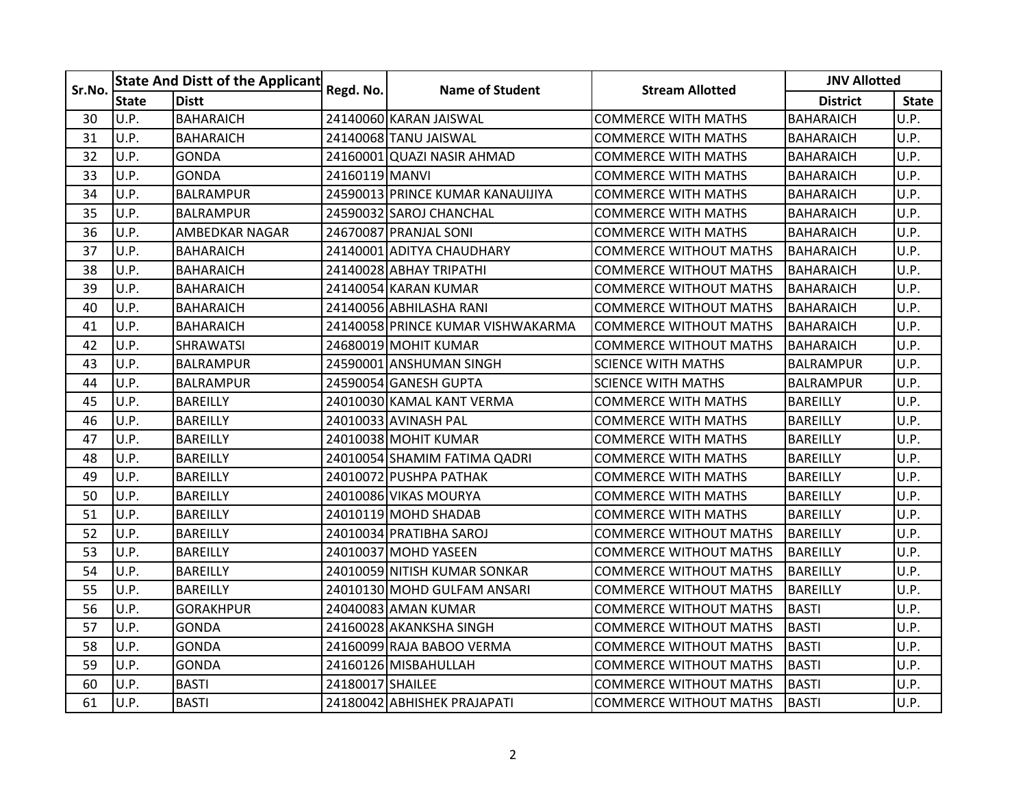| Sr.No. | State And Distt of the Applicant | | Regd. No. | Name of Student | Stream Allotted | JNV Allotted | |
|---|---|---|---|---|---|---|---|
| | State | Distt | | | | District | State |
| 30 | U.P. | BAHARAICH | 24140060 | KARAN JAISWAL | COMMERCE WITH MATHS | BAHARAICH | U.P. |
| 31 | U.P. | BAHARAICH | 24140068 | TANU JAISWAL | COMMERCE WITH MATHS | BAHARAICH | U.P. |
| 32 | U.P. | GONDA | 24160001 | QUAZI NASIR AHMAD | COMMERCE WITH MATHS | BAHARAICH | U.P. |
| 33 | U.P. | GONDA | 24160119 | MANVI | COMMERCE WITH MATHS | BAHARAICH | U.P. |
| 34 | U.P. | BALRAMPUR | 24590013 | PRINCE KUMAR KANAUIJIYA | COMMERCE WITH MATHS | BAHARAICH | U.P. |
| 35 | U.P. | BALRAMPUR | 24590032 | SAROJ CHANCHAL | COMMERCE WITH MATHS | BAHARAICH | U.P. |
| 36 | U.P. | AMBEDKAR NAGAR | 24670087 | PRANJAL SONI | COMMERCE WITH MATHS | BAHARAICH | U.P. |
| 37 | U.P. | BAHARAICH | 24140001 | ADITYA CHAUDHARY | COMMERCE WITHOUT MATHS | BAHARAICH | U.P. |
| 38 | U.P. | BAHARAICH | 24140028 | ABHAY TRIPATHI | COMMERCE WITHOUT MATHS | BAHARAICH | U.P. |
| 39 | U.P. | BAHARAICH | 24140054 | KARAN KUMAR | COMMERCE WITHOUT MATHS | BAHARAICH | U.P. |
| 40 | U.P. | BAHARAICH | 24140056 | ABHILASHA RANI | COMMERCE WITHOUT MATHS | BAHARAICH | U.P. |
| 41 | U.P. | BAHARAICH | 24140058 | PRINCE KUMAR VISHWAKARMA | COMMERCE WITHOUT MATHS | BAHARAICH | U.P. |
| 42 | U.P. | SHRAWATSI | 24680019 | MOHIT KUMAR | COMMERCE WITHOUT MATHS | BAHARAICH | U.P. |
| 43 | U.P. | BALRAMPUR | 24590001 | ANSHUMAN SINGH | SCIENCE WITH MATHS | BALRAMPUR | U.P. |
| 44 | U.P. | BALRAMPUR | 24590054 | GANESH GUPTA | SCIENCE WITH MATHS | BALRAMPUR | U.P. |
| 45 | U.P. | BAREILLY | 24010030 | KAMAL KANT VERMA | COMMERCE WITH MATHS | BAREILLY | U.P. |
| 46 | U.P. | BAREILLY | 24010033 | AVINASH PAL | COMMERCE WITH MATHS | BAREILLY | U.P. |
| 47 | U.P. | BAREILLY | 24010038 | MOHIT KUMAR | COMMERCE WITH MATHS | BAREILLY | U.P. |
| 48 | U.P. | BAREILLY | 24010054 | SHAMIM FATIMA QADRI | COMMERCE WITH MATHS | BAREILLY | U.P. |
| 49 | U.P. | BAREILLY | 24010072 | PUSHPA PATHAK | COMMERCE WITH MATHS | BAREILLY | U.P. |
| 50 | U.P. | BAREILLY | 24010086 | VIKAS MOURYA | COMMERCE WITH MATHS | BAREILLY | U.P. |
| 51 | U.P. | BAREILLY | 24010119 | MOHD SHADAB | COMMERCE WITH MATHS | BAREILLY | U.P. |
| 52 | U.P. | BAREILLY | 24010034 | PRATIBHA SAROJ | COMMERCE WITHOUT MATHS | BAREILLY | U.P. |
| 53 | U.P. | BAREILLY | 24010037 | MOHD YASEEN | COMMERCE WITHOUT MATHS | BAREILLY | U.P. |
| 54 | U.P. | BAREILLY | 24010059 | NITISH KUMAR SONKAR | COMMERCE WITHOUT MATHS | BAREILLY | U.P. |
| 55 | U.P. | BAREILLY | 24010130 | MOHD GULFAM ANSARI | COMMERCE WITHOUT MATHS | BAREILLY | U.P. |
| 56 | U.P. | GORAKHPUR | 24040083 | AMAN KUMAR | COMMERCE WITHOUT MATHS | BASTI | U.P. |
| 57 | U.P. | GONDA | 24160028 | AKANKSHA SINGH | COMMERCE WITHOUT MATHS | BASTI | U.P. |
| 58 | U.P. | GONDA | 24160099 | RAJA BABOO VERMA | COMMERCE WITHOUT MATHS | BASTI | U.P. |
| 59 | U.P. | GONDA | 24160126 | MISBAHULLAH | COMMERCE WITHOUT MATHS | BASTI | U.P. |
| 60 | U.P. | BASTI | 24180017 | SHAILEE | COMMERCE WITHOUT MATHS | BASTI | U.P. |
| 61 | U.P. | BASTI | 24180042 | ABHISHEK PRAJAPATI | COMMERCE WITHOUT MATHS | BASTI | U.P. |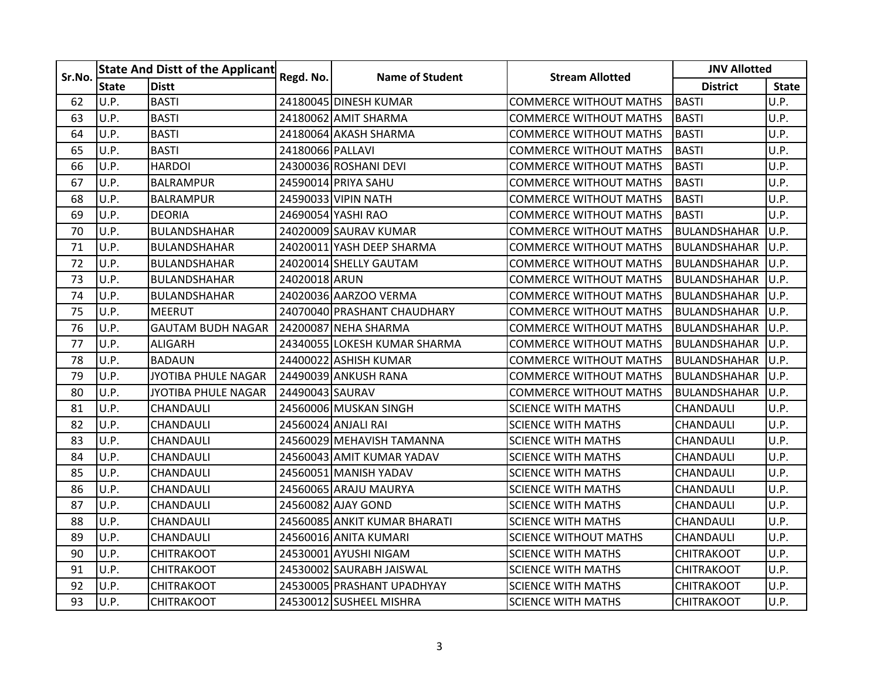| Sr.No. | State And Distt of the Applicant | | Regd. No. | Name of Student | Stream Allotted | JNV Allotted | |
|---|---|---|---|---|---|---|---|
| | State | Distt | | | | District | State |
| 62 | U.P. | BASTI | 24180045 | DINESH KUMAR | COMMERCE WITHOUT MATHS | BASTI | U.P. |
| 63 | U.P. | BASTI | 24180062 | AMIT SHARMA | COMMERCE WITHOUT MATHS | BASTI | U.P. |
| 64 | U.P. | BASTI | 24180064 | AKASH SHARMA | COMMERCE WITHOUT MATHS | BASTI | U.P. |
| 65 | U.P. | BASTI | 24180066 | PALLAVI | COMMERCE WITHOUT MATHS | BASTI | U.P. |
| 66 | U.P. | HARDOI | 24300036 | ROSHANI DEVI | COMMERCE WITHOUT MATHS | BASTI | U.P. |
| 67 | U.P. | BALRAMPUR | 24590014 | PRIYA SAHU | COMMERCE WITHOUT MATHS | BASTI | U.P. |
| 68 | U.P. | BALRAMPUR | 24590033 | VIPIN NATH | COMMERCE WITHOUT MATHS | BASTI | U.P. |
| 69 | U.P. | DEORIA | 24690054 | YASHI RAO | COMMERCE WITHOUT MATHS | BASTI | U.P. |
| 70 | U.P. | BULANDSHAHAR | 24020009 | SAURAV KUMAR | COMMERCE WITHOUT MATHS | BULANDSHAHAR | U.P. |
| 71 | U.P. | BULANDSHAHAR | 24020011 | YASH DEEP SHARMA | COMMERCE WITHOUT MATHS | BULANDSHAHAR | U.P. |
| 72 | U.P. | BULANDSHAHAR | 24020014 | SHELLY GAUTAM | COMMERCE WITHOUT MATHS | BULANDSHAHAR | U.P. |
| 73 | U.P. | BULANDSHAHAR | 24020018 | ARUN | COMMERCE WITHOUT MATHS | BULANDSHAHAR | U.P. |
| 74 | U.P. | BULANDSHAHAR | 24020036 | AARZOO VERMA | COMMERCE WITHOUT MATHS | BULANDSHAHAR | U.P. |
| 75 | U.P. | MEERUT | 24070040 | PRASHANT CHAUDHARY | COMMERCE WITHOUT MATHS | BULANDSHAHAR | U.P. |
| 76 | U.P. | GAUTAM BUDH NAGAR | 24200087 | NEHA SHARMA | COMMERCE WITHOUT MATHS | BULANDSHAHAR | U.P. |
| 77 | U.P. | ALIGARH | 24340055 | LOKESH KUMAR SHARMA | COMMERCE WITHOUT MATHS | BULANDSHAHAR | U.P. |
| 78 | U.P. | BADAUN | 24400022 | ASHISH KUMAR | COMMERCE WITHOUT MATHS | BULANDSHAHAR | U.P. |
| 79 | U.P. | JYOTIBA PHULE NAGAR | 24490039 | ANKUSH RANA | COMMERCE WITHOUT MATHS | BULANDSHAHAR | U.P. |
| 80 | U.P. | JYOTIBA PHULE NAGAR | 24490043 | SAURAV | COMMERCE WITHOUT MATHS | BULANDSHAHAR | U.P. |
| 81 | U.P. | CHANDAULI | 24560006 | MUSKAN SINGH | SCIENCE WITH MATHS | CHANDAULI | U.P. |
| 82 | U.P. | CHANDAULI | 24560024 | ANJALI RAI | SCIENCE WITH MATHS | CHANDAULI | U.P. |
| 83 | U.P. | CHANDAULI | 24560029 | MEHAVISH TAMANNA | SCIENCE WITH MATHS | CHANDAULI | U.P. |
| 84 | U.P. | CHANDAULI | 24560043 | AMIT KUMAR YADAV | SCIENCE WITH MATHS | CHANDAULI | U.P. |
| 85 | U.P. | CHANDAULI | 24560051 | MANISH YADAV | SCIENCE WITH MATHS | CHANDAULI | U.P. |
| 86 | U.P. | CHANDAULI | 24560065 | ARAJU MAURYA | SCIENCE WITH MATHS | CHANDAULI | U.P. |
| 87 | U.P. | CHANDAULI | 24560082 | AJAY GOND | SCIENCE WITH MATHS | CHANDAULI | U.P. |
| 88 | U.P. | CHANDAULI | 24560085 | ANKIT KUMAR BHARATI | SCIENCE WITH MATHS | CHANDAULI | U.P. |
| 89 | U.P. | CHANDAULI | 24560016 | ANITA KUMARI | SCIENCE WITHOUT MATHS | CHANDAULI | U.P. |
| 90 | U.P. | CHITRAKOOT | 24530001 | AYUSHI NIGAM | SCIENCE WITH MATHS | CHITRAKOOT | U.P. |
| 91 | U.P. | CHITRAKOOT | 24530002 | SAURABH JAISWAL | SCIENCE WITH MATHS | CHITRAKOOT | U.P. |
| 92 | U.P. | CHITRAKOOT | 24530005 | PRASHANT UPADHYAY | SCIENCE WITH MATHS | CHITRAKOOT | U.P. |
| 93 | U.P. | CHITRAKOOT | 24530012 | SUSHEEL MISHRA | SCIENCE WITH MATHS | CHITRAKOOT | U.P. |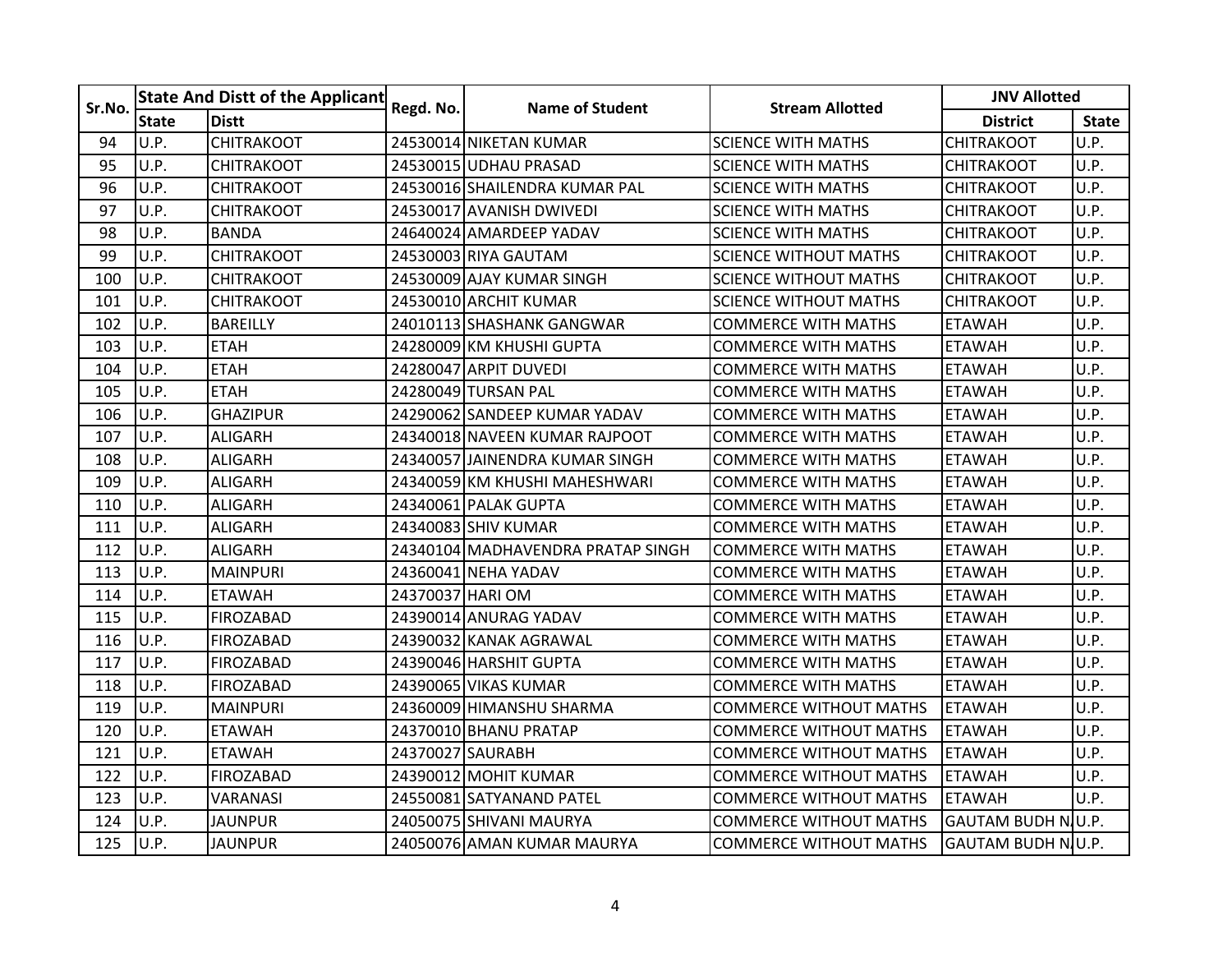| Sr.No. | State And Distt of the Applicant | | Regd. No. | Name of Student | Stream Allotted | JNV Allotted | |
|---|---|---|---|---|---|---|---|
| | State | Distt | | | | District | State |
| 94 | U.P. | CHITRAKOOT | 24530014 | NIKETAN KUMAR | SCIENCE WITH MATHS | CHITRAKOOT | U.P. |
| 95 | U.P. | CHITRAKOOT | 24530015 | UDHAU PRASAD | SCIENCE WITH MATHS | CHITRAKOOT | U.P. |
| 96 | U.P. | CHITRAKOOT | 24530016 | SHAILENDRA KUMAR PAL | SCIENCE WITH MATHS | CHITRAKOOT | U.P. |
| 97 | U.P. | CHITRAKOOT | 24530017 | AVANISH DWIVEDI | SCIENCE WITH MATHS | CHITRAKOOT | U.P. |
| 98 | U.P. | BANDA | 24640024 | AMARDEEP YADAV | SCIENCE WITH MATHS | CHITRAKOOT | U.P. |
| 99 | U.P. | CHITRAKOOT | 24530003 | RIYA GAUTAM | SCIENCE WITHOUT MATHS | CHITRAKOOT | U.P. |
| 100 | U.P. | CHITRAKOOT | 24530009 | AJAY KUMAR SINGH | SCIENCE WITHOUT MATHS | CHITRAKOOT | U.P. |
| 101 | U.P. | CHITRAKOOT | 24530010 | ARCHIT KUMAR | SCIENCE WITHOUT MATHS | CHITRAKOOT | U.P. |
| 102 | U.P. | BAREILLY | 24010113 | SHASHANK GANGWAR | COMMERCE WITH MATHS | ETAWAH | U.P. |
| 103 | U.P. | ETAH | 24280009 | KM KHUSHI GUPTA | COMMERCE WITH MATHS | ETAWAH | U.P. |
| 104 | U.P. | ETAH | 24280047 | ARPIT DUVEDI | COMMERCE WITH MATHS | ETAWAH | U.P. |
| 105 | U.P. | ETAH | 24280049 | TURSAN PAL | COMMERCE WITH MATHS | ETAWAH | U.P. |
| 106 | U.P. | GHAZIPUR | 24290062 | SANDEEP KUMAR YADAV | COMMERCE WITH MATHS | ETAWAH | U.P. |
| 107 | U.P. | ALIGARH | 24340018 | NAVEEN KUMAR RAJPOOT | COMMERCE WITH MATHS | ETAWAH | U.P. |
| 108 | U.P. | ALIGARH | 24340057 | JAINENDRA KUMAR SINGH | COMMERCE WITH MATHS | ETAWAH | U.P. |
| 109 | U.P. | ALIGARH | 24340059 | KM KHUSHI MAHESHWARI | COMMERCE WITH MATHS | ETAWAH | U.P. |
| 110 | U.P. | ALIGARH | 24340061 | PALAK GUPTA | COMMERCE WITH MATHS | ETAWAH | U.P. |
| 111 | U.P. | ALIGARH | 24340083 | SHIV KUMAR | COMMERCE WITH MATHS | ETAWAH | U.P. |
| 112 | U.P. | ALIGARH | 24340104 | MADHAVENDRA PRATAP SINGH | COMMERCE WITH MATHS | ETAWAH | U.P. |
| 113 | U.P. | MAINPURI | 24360041 | NEHA YADAV | COMMERCE WITH MATHS | ETAWAH | U.P. |
| 114 | U.P. | ETAWAH | 24370037 | HARI OM | COMMERCE WITH MATHS | ETAWAH | U.P. |
| 115 | U.P. | FIROZABAD | 24390014 | ANURAG YADAV | COMMERCE WITH MATHS | ETAWAH | U.P. |
| 116 | U.P. | FIROZABAD | 24390032 | KANAK AGRAWAL | COMMERCE WITH MATHS | ETAWAH | U.P. |
| 117 | U.P. | FIROZABAD | 24390046 | HARSHIT GUPTA | COMMERCE WITH MATHS | ETAWAH | U.P. |
| 118 | U.P. | FIROZABAD | 24390065 | VIKAS KUMAR | COMMERCE WITH MATHS | ETAWAH | U.P. |
| 119 | U.P. | MAINPURI | 24360009 | HIMANSHU SHARMA | COMMERCE WITHOUT MATHS | ETAWAH | U.P. |
| 120 | U.P. | ETAWAH | 24370010 | BHANU PRATAP | COMMERCE WITHOUT MATHS | ETAWAH | U.P. |
| 121 | U.P. | ETAWAH | 24370027 | SAURABH | COMMERCE WITHOUT MATHS | ETAWAH | U.P. |
| 122 | U.P. | FIROZABAD | 24390012 | MOHIT KUMAR | COMMERCE WITHOUT MATHS | ETAWAH | U.P. |
| 123 | U.P. | VARANASI | 24550081 | SATYANAND PATEL | COMMERCE WITHOUT MATHS | ETAWAH | U.P. |
| 124 | U.P. | JAUNPUR | 24050075 | SHIVANI MAURYA | COMMERCE WITHOUT MATHS | GAUTAM BUDH N | U.P. |
| 125 | U.P. | JAUNPUR | 24050076 | AMAN KUMAR MAURYA | COMMERCE WITHOUT MATHS | GAUTAM BUDH N | U.P. |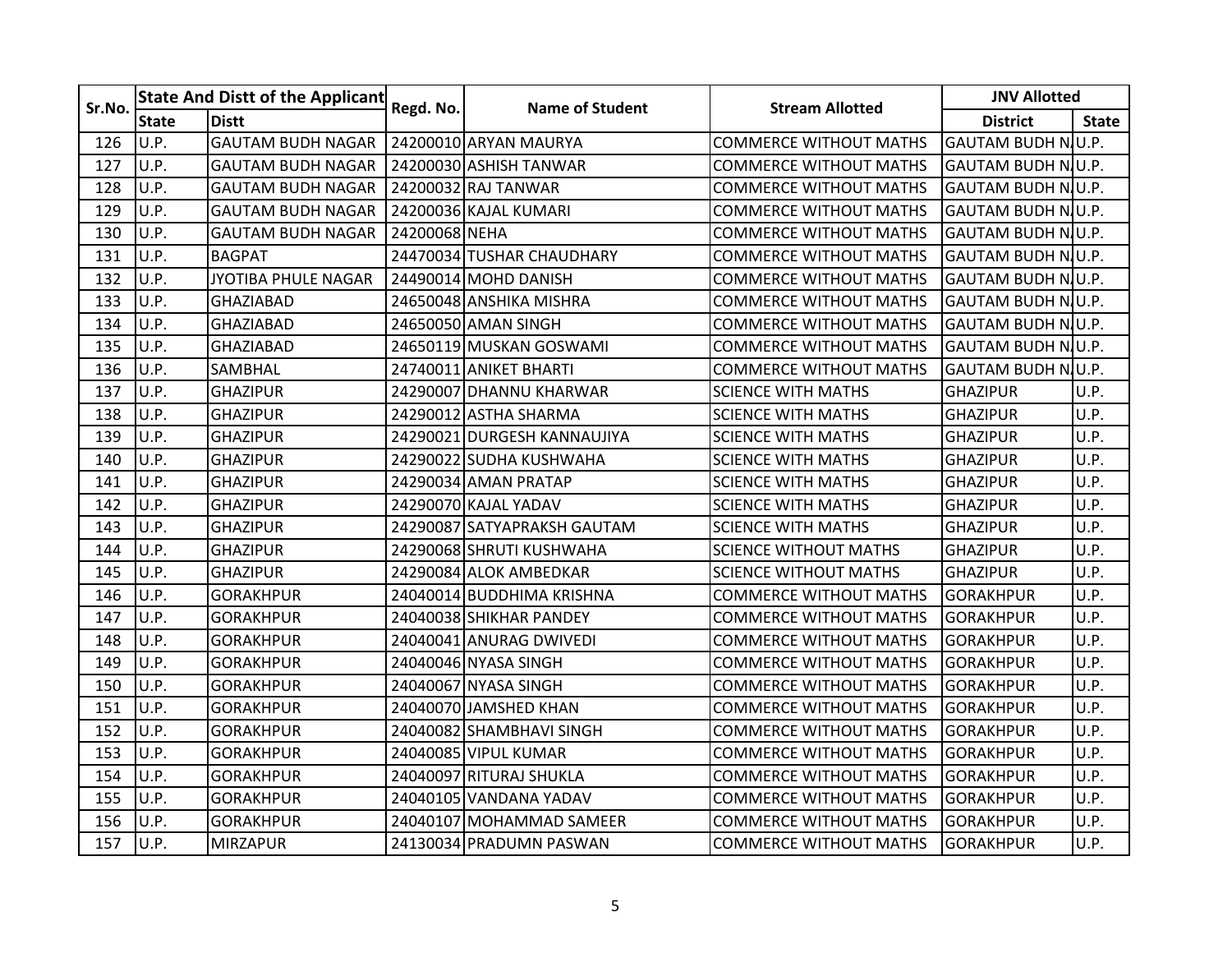| Sr.No. | State And Distt of the Applicant | | Regd. No. | Name of Student | Stream Allotted | JNV Allotted | |
|---|---|---|---|---|---|---|---|
| | State | Distt | | | | District | State |
| 126 | U.P. | GAUTAM BUDH NAGAR | 24200010 | ARYAN MAURYA | COMMERCE WITHOUT MATHS | GAUTAM BUDH N | U.P. |
| 127 | U.P. | GAUTAM BUDH NAGAR | 24200030 | ASHISH TANWAR | COMMERCE WITHOUT MATHS | GAUTAM BUDH N | U.P. |
| 128 | U.P. | GAUTAM BUDH NAGAR | 24200032 | RAJ TANWAR | COMMERCE WITHOUT MATHS | GAUTAM BUDH N | U.P. |
| 129 | U.P. | GAUTAM BUDH NAGAR | 24200036 | KAJAL KUMARI | COMMERCE WITHOUT MATHS | GAUTAM BUDH N | U.P. |
| 130 | U.P. | GAUTAM BUDH NAGAR | 24200068 | NEHA | COMMERCE WITHOUT MATHS | GAUTAM BUDH N | U.P. |
| 131 | U.P. | BAGPAT | 24470034 | TUSHAR CHAUDHARY | COMMERCE WITHOUT MATHS | GAUTAM BUDH N | U.P. |
| 132 | U.P. | JYOTIBA PHULE NAGAR | 24490014 | MOHD DANISH | COMMERCE WITHOUT MATHS | GAUTAM BUDH N | U.P. |
| 133 | U.P. | GHAZIABAD | 24650048 | ANSHIKA MISHRA | COMMERCE WITHOUT MATHS | GAUTAM BUDH N | U.P. |
| 134 | U.P. | GHAZIABAD | 24650050 | AMAN SINGH | COMMERCE WITHOUT MATHS | GAUTAM BUDH N | U.P. |
| 135 | U.P. | GHAZIABAD | 24650119 | MUSKAN GOSWAMI | COMMERCE WITHOUT MATHS | GAUTAM BUDH N | U.P. |
| 136 | U.P. | SAMBHAL | 24740011 | ANIKET BHARTI | COMMERCE WITHOUT MATHS | GAUTAM BUDH N | U.P. |
| 137 | U.P. | GHAZIPUR | 24290007 | DHANNU KHARWAR | SCIENCE WITH MATHS | GHAZIPUR | U.P. |
| 138 | U.P. | GHAZIPUR | 24290012 | ASTHA SHARMA | SCIENCE WITH MATHS | GHAZIPUR | U.P. |
| 139 | U.P. | GHAZIPUR | 24290021 | DURGESH KANNAUJIYA | SCIENCE WITH MATHS | GHAZIPUR | U.P. |
| 140 | U.P. | GHAZIPUR | 24290022 | SUDHA KUSHWAHA | SCIENCE WITH MATHS | GHAZIPUR | U.P. |
| 141 | U.P. | GHAZIPUR | 24290034 | AMAN PRATAP | SCIENCE WITH MATHS | GHAZIPUR | U.P. |
| 142 | U.P. | GHAZIPUR | 24290070 | KAJAL YADAV | SCIENCE WITH MATHS | GHAZIPUR | U.P. |
| 143 | U.P. | GHAZIPUR | 24290087 | SATYAPRAKSH GAUTAM | SCIENCE WITH MATHS | GHAZIPUR | U.P. |
| 144 | U.P. | GHAZIPUR | 24290068 | SHRUTI KUSHWAHA | SCIENCE WITHOUT MATHS | GHAZIPUR | U.P. |
| 145 | U.P. | GHAZIPUR | 24290084 | ALOK AMBEDKAR | SCIENCE WITHOUT MATHS | GHAZIPUR | U.P. |
| 146 | U.P. | GORAKHPUR | 24040014 | BUDDHIMA KRISHNA | COMMERCE WITHOUT MATHS | GORAKHPUR | U.P. |
| 147 | U.P. | GORAKHPUR | 24040038 | SHIKHAR PANDEY | COMMERCE WITHOUT MATHS | GORAKHPUR | U.P. |
| 148 | U.P. | GORAKHPUR | 24040041 | ANURAG DWIVEDI | COMMERCE WITHOUT MATHS | GORAKHPUR | U.P. |
| 149 | U.P. | GORAKHPUR | 24040046 | NYASA SINGH | COMMERCE WITHOUT MATHS | GORAKHPUR | U.P. |
| 150 | U.P. | GORAKHPUR | 24040067 | NYASA SINGH | COMMERCE WITHOUT MATHS | GORAKHPUR | U.P. |
| 151 | U.P. | GORAKHPUR | 24040070 | JAMSHED KHAN | COMMERCE WITHOUT MATHS | GORAKHPUR | U.P. |
| 152 | U.P. | GORAKHPUR | 24040082 | SHAMBHAVI SINGH | COMMERCE WITHOUT MATHS | GORAKHPUR | U.P. |
| 153 | U.P. | GORAKHPUR | 24040085 | VIPUL KUMAR | COMMERCE WITHOUT MATHS | GORAKHPUR | U.P. |
| 154 | U.P. | GORAKHPUR | 24040097 | RITURAJ SHUKLA | COMMERCE WITHOUT MATHS | GORAKHPUR | U.P. |
| 155 | U.P. | GORAKHPUR | 24040105 | VANDANA YADAV | COMMERCE WITHOUT MATHS | GORAKHPUR | U.P. |
| 156 | U.P. | GORAKHPUR | 24040107 | MOHAMMAD SAMEER | COMMERCE WITHOUT MATHS | GORAKHPUR | U.P. |
| 157 | U.P. | MIRZAPUR | 24130034 | PRADUMN PASWAN | COMMERCE WITHOUT MATHS | GORAKHPUR | U.P. |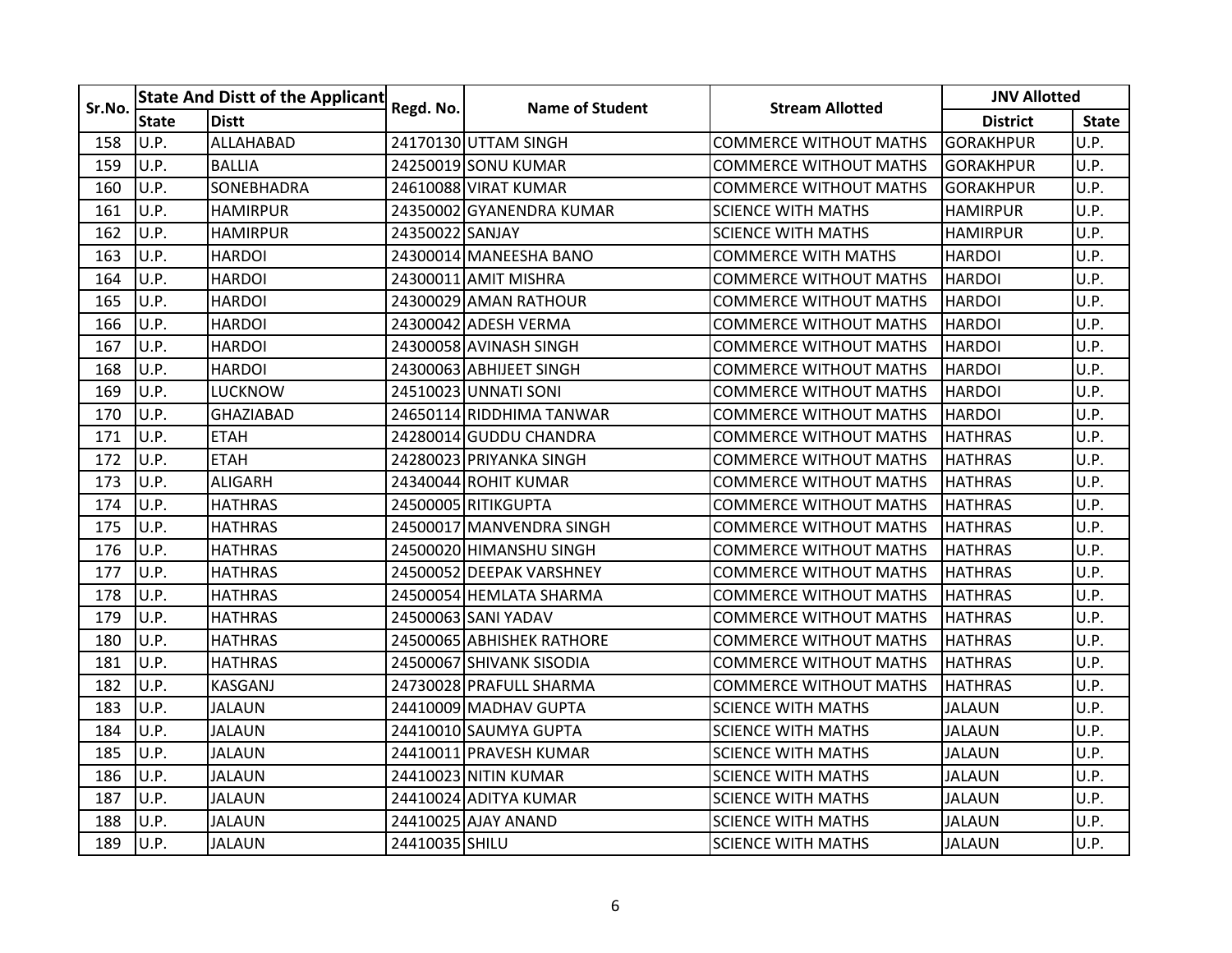| Sr.No. | State And Distt of the Applicant | | Regd. No. | Name of Student | Stream Allotted | JNV Allotted | |
|---|---|---|---|---|---|---|---|
| | State | Distt | | | | District | State |
| 158 | U.P. | ALLAHABAD | 24170130 | UTTAM SINGH | COMMERCE WITHOUT MATHS | GORAKHPUR | U.P. |
| 159 | U.P. | BALLIA | 24250019 | SONU KUMAR | COMMERCE WITHOUT MATHS | GORAKHPUR | U.P. |
| 160 | U.P. | SONEBHADRA | 24610088 | VIRAT KUMAR | COMMERCE WITHOUT MATHS | GORAKHPUR | U.P. |
| 161 | U.P. | HAMIRPUR | 24350002 | GYANENDRA KUMAR | SCIENCE WITH MATHS | HAMIRPUR | U.P. |
| 162 | U.P. | HAMIRPUR | 24350022 | SANJAY | SCIENCE WITH MATHS | HAMIRPUR | U.P. |
| 163 | U.P. | HARDOI | 24300014 | MANEESHA BANO | COMMERCE WITH MATHS | HARDOI | U.P. |
| 164 | U.P. | HARDOI | 24300011 | AMIT MISHRA | COMMERCE WITHOUT MATHS | HARDOI | U.P. |
| 165 | U.P. | HARDOI | 24300029 | AMAN RATHOUR | COMMERCE WITHOUT MATHS | HARDOI | U.P. |
| 166 | U.P. | HARDOI | 24300042 | ADESH VERMA | COMMERCE WITHOUT MATHS | HARDOI | U.P. |
| 167 | U.P. | HARDOI | 24300058 | AVINASH SINGH | COMMERCE WITHOUT MATHS | HARDOI | U.P. |
| 168 | U.P. | HARDOI | 24300063 | ABHIJEET SINGH | COMMERCE WITHOUT MATHS | HARDOI | U.P. |
| 169 | U.P. | LUCKNOW | 24510023 | UNNATI SONI | COMMERCE WITHOUT MATHS | HARDOI | U.P. |
| 170 | U.P. | GHAZIABAD | 24650114 | RIDDHIMA TANWAR | COMMERCE WITHOUT MATHS | HARDOI | U.P. |
| 171 | U.P. | ETAH | 24280014 | GUDDU CHANDRA | COMMERCE WITHOUT MATHS | HATHRAS | U.P. |
| 172 | U.P. | ETAH | 24280023 | PRIYANKA SINGH | COMMERCE WITHOUT MATHS | HATHRAS | U.P. |
| 173 | U.P. | ALIGARH | 24340044 | ROHIT KUMAR | COMMERCE WITHOUT MATHS | HATHRAS | U.P. |
| 174 | U.P. | HATHRAS | 24500005 | RITIKGUPTA | COMMERCE WITHOUT MATHS | HATHRAS | U.P. |
| 175 | U.P. | HATHRAS | 24500017 | MANVENDRA SINGH | COMMERCE WITHOUT MATHS | HATHRAS | U.P. |
| 176 | U.P. | HATHRAS | 24500020 | HIMANSHU SINGH | COMMERCE WITHOUT MATHS | HATHRAS | U.P. |
| 177 | U.P. | HATHRAS | 24500052 | DEEPAK VARSHNEY | COMMERCE WITHOUT MATHS | HATHRAS | U.P. |
| 178 | U.P. | HATHRAS | 24500054 | HEMLATA SHARMA | COMMERCE WITHOUT MATHS | HATHRAS | U.P. |
| 179 | U.P. | HATHRAS | 24500063 | SANI YADAV | COMMERCE WITHOUT MATHS | HATHRAS | U.P. |
| 180 | U.P. | HATHRAS | 24500065 | ABHISHEK RATHORE | COMMERCE WITHOUT MATHS | HATHRAS | U.P. |
| 181 | U.P. | HATHRAS | 24500067 | SHIVANK SISODIA | COMMERCE WITHOUT MATHS | HATHRAS | U.P. |
| 182 | U.P. | KASGANJ | 24730028 | PRAFULL SHARMA | COMMERCE WITHOUT MATHS | HATHRAS | U.P. |
| 183 | U.P. | JALAUN | 24410009 | MADHAV GUPTA | SCIENCE WITH MATHS | JALAUN | U.P. |
| 184 | U.P. | JALAUN | 24410010 | SAUMYA GUPTA | SCIENCE WITH MATHS | JALAUN | U.P. |
| 185 | U.P. | JALAUN | 24410011 | PRAVESH KUMAR | SCIENCE WITH MATHS | JALAUN | U.P. |
| 186 | U.P. | JALAUN | 24410023 | NITIN KUMAR | SCIENCE WITH MATHS | JALAUN | U.P. |
| 187 | U.P. | JALAUN | 24410024 | ADITYA KUMAR | SCIENCE WITH MATHS | JALAUN | U.P. |
| 188 | U.P. | JALAUN | 24410025 | AJAY ANAND | SCIENCE WITH MATHS | JALAUN | U.P. |
| 189 | U.P. | JALAUN | 24410035 | SHILU | SCIENCE WITH MATHS | JALAUN | U.P. |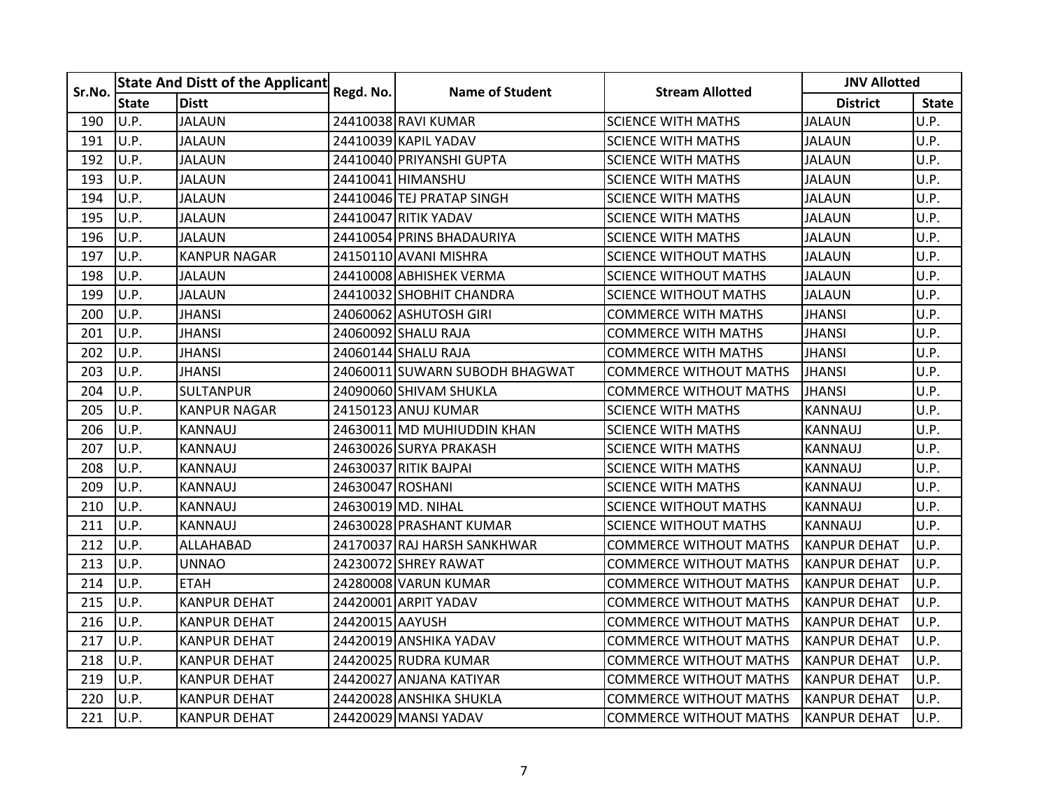| Sr.No. | State And Distt of the Applicant | | Regd. No. | Name of Student | Stream Allotted | JNV Allotted | |
|---|---|---|---|---|---|---|---|
| | State | Distt | | | | District | State |
| 190 | U.P. | JALAUN | 24410038 | RAVI KUMAR | SCIENCE WITH MATHS | JALAUN | U.P. |
| 191 | U.P. | JALAUN | 24410039 | KAPIL YADAV | SCIENCE WITH MATHS | JALAUN | U.P. |
| 192 | U.P. | JALAUN | 24410040 | PRIYANSHI GUPTA | SCIENCE WITH MATHS | JALAUN | U.P. |
| 193 | U.P. | JALAUN | 24410041 | HIMANSHU | SCIENCE WITH MATHS | JALAUN | U.P. |
| 194 | U.P. | JALAUN | 24410046 | TEJ PRATAP SINGH | SCIENCE WITH MATHS | JALAUN | U.P. |
| 195 | U.P. | JALAUN | 24410047 | RITIK YADAV | SCIENCE WITH MATHS | JALAUN | U.P. |
| 196 | U.P. | JALAUN | 24410054 | PRINS BHADAURIYA | SCIENCE WITH MATHS | JALAUN | U.P. |
| 197 | U.P. | KANPUR NAGAR | 24150110 | AVANI MISHRA | SCIENCE WITHOUT MATHS | JALAUN | U.P. |
| 198 | U.P. | JALAUN | 24410008 | ABHISHEK VERMA | SCIENCE WITHOUT MATHS | JALAUN | U.P. |
| 199 | U.P. | JALAUN | 24410032 | SHOBHIT CHANDRA | SCIENCE WITHOUT MATHS | JALAUN | U.P. |
| 200 | U.P. | JHANSI | 24060062 | ASHUTOSH GIRI | COMMERCE WITH MATHS | JHANSI | U.P. |
| 201 | U.P. | JHANSI | 24060092 | SHALU RAJA | COMMERCE WITH MATHS | JHANSI | U.P. |
| 202 | U.P. | JHANSI | 24060144 | SHALU RAJA | COMMERCE WITH MATHS | JHANSI | U.P. |
| 203 | U.P. | JHANSI | 24060011 | SUWARN SUBODH BHAGWAT | COMMERCE WITHOUT MATHS | JHANSI | U.P. |
| 204 | U.P. | SULTANPUR | 24090060 | SHIVAM SHUKLA | COMMERCE WITHOUT MATHS | JHANSI | U.P. |
| 205 | U.P. | KANPUR NAGAR | 24150123 | ANUJ KUMAR | SCIENCE WITH MATHS | KANNAUJ | U.P. |
| 206 | U.P. | KANNAUJ | 24630011 | MD MUHIUDDIN KHAN | SCIENCE WITH MATHS | KANNAUJ | U.P. |
| 207 | U.P. | KANNAUJ | 24630026 | SURYA PRAKASH | SCIENCE WITH MATHS | KANNAUJ | U.P. |
| 208 | U.P. | KANNAUJ | 24630037 | RITIK BAJPAI | SCIENCE WITH MATHS | KANNAUJ | U.P. |
| 209 | U.P. | KANNAUJ | 24630047 | ROSHANI | SCIENCE WITH MATHS | KANNAUJ | U.P. |
| 210 | U.P. | KANNAUJ | 24630019 | MD. NIHAL | SCIENCE WITHOUT MATHS | KANNAUJ | U.P. |
| 211 | U.P. | KANNAUJ | 24630028 | PRASHANT KUMAR | SCIENCE WITHOUT MATHS | KANNAUJ | U.P. |
| 212 | U.P. | ALLAHABAD | 24170037 | RAJ HARSH SANKHWAR | COMMERCE WITHOUT MATHS | KANPUR DEHAT | U.P. |
| 213 | U.P. | UNNAO | 24230072 | SHREY RAWAT | COMMERCE WITHOUT MATHS | KANPUR DEHAT | U.P. |
| 214 | U.P. | ETAH | 24280008 | VARUN KUMAR | COMMERCE WITHOUT MATHS | KANPUR DEHAT | U.P. |
| 215 | U.P. | KANPUR DEHAT | 24420001 | ARPIT YADAV | COMMERCE WITHOUT MATHS | KANPUR DEHAT | U.P. |
| 216 | U.P. | KANPUR DEHAT | 24420015 | AAYUSH | COMMERCE WITHOUT MATHS | KANPUR DEHAT | U.P. |
| 217 | U.P. | KANPUR DEHAT | 24420019 | ANSHIKA YADAV | COMMERCE WITHOUT MATHS | KANPUR DEHAT | U.P. |
| 218 | U.P. | KANPUR DEHAT | 24420025 | RUDRA KUMAR | COMMERCE WITHOUT MATHS | KANPUR DEHAT | U.P. |
| 219 | U.P. | KANPUR DEHAT | 24420027 | ANJANA KATIYAR | COMMERCE WITHOUT MATHS | KANPUR DEHAT | U.P. |
| 220 | U.P. | KANPUR DEHAT | 24420028 | ANSHIKA SHUKLA | COMMERCE WITHOUT MATHS | KANPUR DEHAT | U.P. |
| 221 | U.P. | KANPUR DEHAT | 24420029 | MANSI YADAV | COMMERCE WITHOUT MATHS | KANPUR DEHAT | U.P. |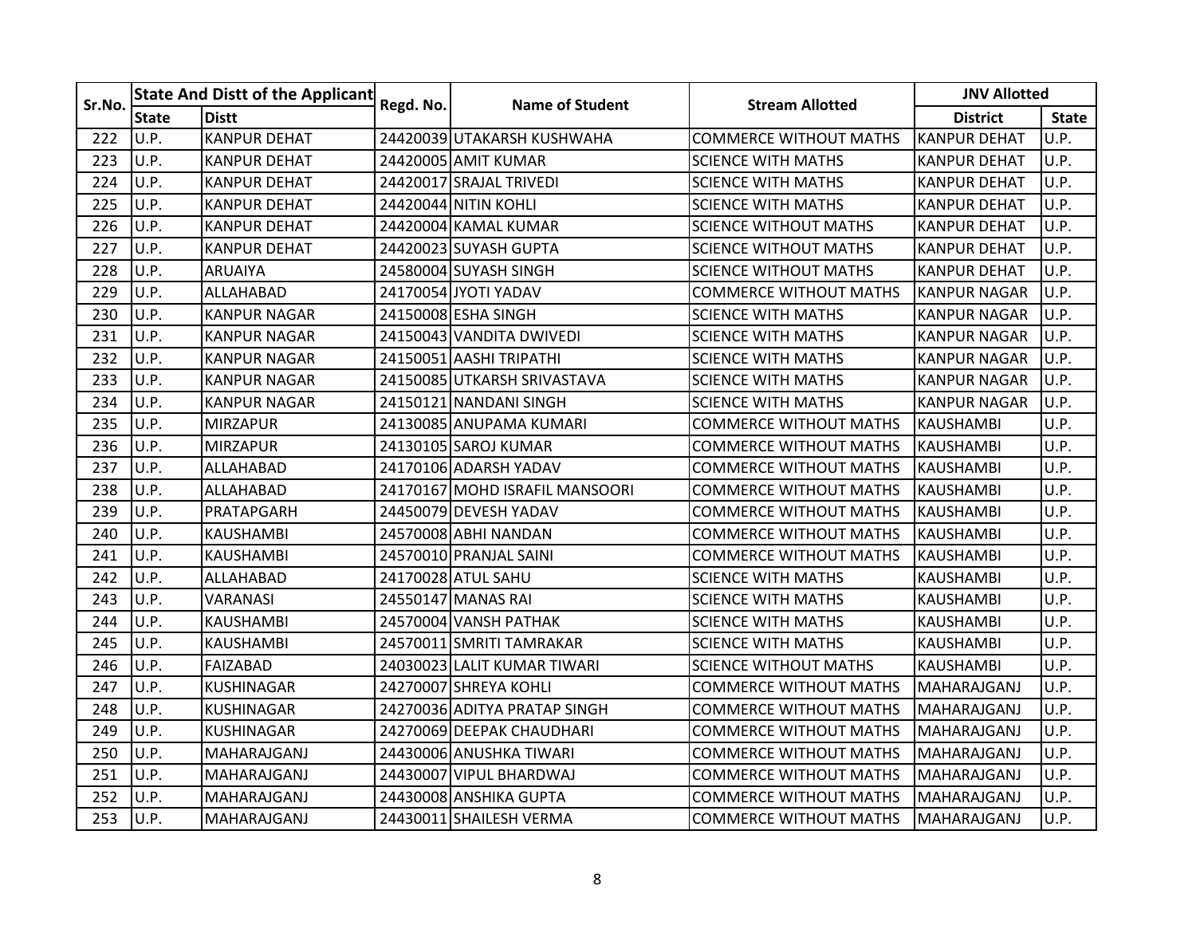| Sr.No. | State And Distt of the Applicant | | Regd. No. | Name of Student | Stream Allotted | JNV Allotted | |
|---|---|---|---|---|---|---|---|
| | State | Distt | | | | District | State |
| 222 | U.P. | KANPUR DEHAT | 24420039 | UTAKARSH KUSHWAHA | COMMERCE WITHOUT MATHS | KANPUR DEHAT | U.P. |
| 223 | U.P. | KANPUR DEHAT | 24420005 | AMIT KUMAR | SCIENCE WITH MATHS | KANPUR DEHAT | U.P. |
| 224 | U.P. | KANPUR DEHAT | 24420017 | SRAJAL TRIVEDI | SCIENCE WITH MATHS | KANPUR DEHAT | U.P. |
| 225 | U.P. | KANPUR DEHAT | 24420044 | NITIN KOHLI | SCIENCE WITH MATHS | KANPUR DEHAT | U.P. |
| 226 | U.P. | KANPUR DEHAT | 24420004 | KAMAL KUMAR | SCIENCE WITHOUT MATHS | KANPUR DEHAT | U.P. |
| 227 | U.P. | KANPUR DEHAT | 24420023 | SUYASH GUPTA | SCIENCE WITHOUT MATHS | KANPUR DEHAT | U.P. |
| 228 | U.P. | ARUAIYA | 24580004 | SUYASH SINGH | SCIENCE WITHOUT MATHS | KANPUR DEHAT | U.P. |
| 229 | U.P. | ALLAHABAD | 24170054 | JYOTI YADAV | COMMERCE WITHOUT MATHS | KANPUR NAGAR | U.P. |
| 230 | U.P. | KANPUR NAGAR | 24150008 | ESHA SINGH | SCIENCE WITH MATHS | KANPUR NAGAR | U.P. |
| 231 | U.P. | KANPUR NAGAR | 24150043 | VANDITA DWIVEDI | SCIENCE WITH MATHS | KANPUR NAGAR | U.P. |
| 232 | U.P. | KANPUR NAGAR | 24150051 | AASHI TRIPATHI | SCIENCE WITH MATHS | KANPUR NAGAR | U.P. |
| 233 | U.P. | KANPUR NAGAR | 24150085 | UTKARSH SRIVASTAVA | SCIENCE WITH MATHS | KANPUR NAGAR | U.P. |
| 234 | U.P. | KANPUR NAGAR | 24150121 | NANDANI SINGH | SCIENCE WITH MATHS | KANPUR NAGAR | U.P. |
| 235 | U.P. | MIRZAPUR | 24130085 | ANUPAMA KUMARI | COMMERCE WITHOUT MATHS | KAUSHAMBI | U.P. |
| 236 | U.P. | MIRZAPUR | 24130105 | SAROJ KUMAR | COMMERCE WITHOUT MATHS | KAUSHAMBI | U.P. |
| 237 | U.P. | ALLAHABAD | 24170106 | ADARSH YADAV | COMMERCE WITHOUT MATHS | KAUSHAMBI | U.P. |
| 238 | U.P. | ALLAHABAD | 24170167 | MOHD ISRAFIL MANSOORI | COMMERCE WITHOUT MATHS | KAUSHAMBI | U.P. |
| 239 | U.P. | PRATAPGARH | 24450079 | DEVESH YADAV | COMMERCE WITHOUT MATHS | KAUSHAMBI | U.P. |
| 240 | U.P. | KAUSHAMBI | 24570008 | ABHI NANDAN | COMMERCE WITHOUT MATHS | KAUSHAMBI | U.P. |
| 241 | U.P. | KAUSHAMBI | 24570010 | PRANJAL SAINI | COMMERCE WITHOUT MATHS | KAUSHAMBI | U.P. |
| 242 | U.P. | ALLAHABAD | 24170028 | ATUL SAHU | SCIENCE WITH MATHS | KAUSHAMBI | U.P. |
| 243 | U.P. | VARANASI | 24550147 | MANAS RAI | SCIENCE WITH MATHS | KAUSHAMBI | U.P. |
| 244 | U.P. | KAUSHAMBI | 24570004 | VANSH PATHAK | SCIENCE WITH MATHS | KAUSHAMBI | U.P. |
| 245 | U.P. | KAUSHAMBI | 24570011 | SMRITI TAMRAKAR | SCIENCE WITH MATHS | KAUSHAMBI | U.P. |
| 246 | U.P. | FAIZABAD | 24030023 | LALIT KUMAR TIWARI | SCIENCE WITHOUT MATHS | KAUSHAMBI | U.P. |
| 247 | U.P. | KUSHINAGAR | 24270007 | SHREYA KOHLI | COMMERCE WITHOUT MATHS | MAHARAJGANJ | U.P. |
| 248 | U.P. | KUSHINAGAR | 24270036 | ADITYA PRATAP SINGH | COMMERCE WITHOUT MATHS | MAHARAJGANJ | U.P. |
| 249 | U.P. | KUSHINAGAR | 24270069 | DEEPAK CHAUDHARI | COMMERCE WITHOUT MATHS | MAHARAJGANJ | U.P. |
| 250 | U.P. | MAHARAJGANJ | 24430006 | ANUSHKA TIWARI | COMMERCE WITHOUT MATHS | MAHARAJGANJ | U.P. |
| 251 | U.P. | MAHARAJGANJ | 24430007 | VIPUL BHARDWAJ | COMMERCE WITHOUT MATHS | MAHARAJGANJ | U.P. |
| 252 | U.P. | MAHARAJGANJ | 24430008 | ANSHIKA GUPTA | COMMERCE WITHOUT MATHS | MAHARAJGANJ | U.P. |
| 253 | U.P. | MAHARAJGANJ | 24430011 | SHAILESH VERMA | COMMERCE WITHOUT MATHS | MAHARAJGANJ | U.P. |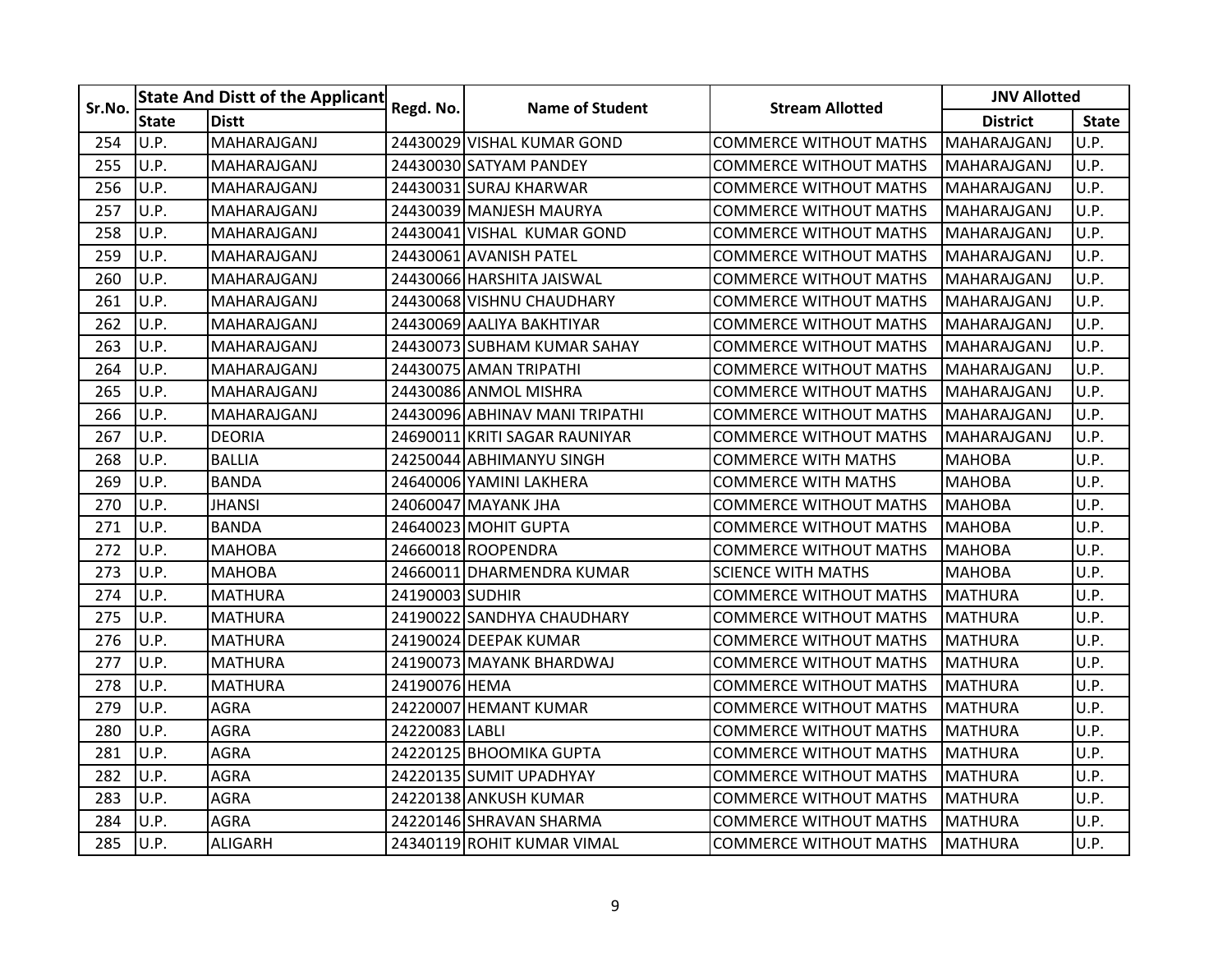| Sr.No. | State And Distt of the Applicant | | Regd. No. | Name of Student | Stream Allotted | JNV Allotted | |
|---|---|---|---|---|---|---|---|
| | State | Distt | | | | District | State |
| 254 | U.P. | MAHARAJGANJ | 24430029 | VISHAL KUMAR GOND | COMMERCE WITHOUT MATHS | MAHARAJGANJ | U.P. |
| 255 | U.P. | MAHARAJGANJ | 24430030 | SATYAM PANDEY | COMMERCE WITHOUT MATHS | MAHARAJGANJ | U.P. |
| 256 | U.P. | MAHARAJGANJ | 24430031 | SURAJ KHARWAR | COMMERCE WITHOUT MATHS | MAHARAJGANJ | U.P. |
| 257 | U.P. | MAHARAJGANJ | 24430039 | MANJESH MAURYA | COMMERCE WITHOUT MATHS | MAHARAJGANJ | U.P. |
| 258 | U.P. | MAHARAJGANJ | 24430041 | VISHAL KUMAR GOND | COMMERCE WITHOUT MATHS | MAHARAJGANJ | U.P. |
| 259 | U.P. | MAHARAJGANJ | 24430061 | AVANISH PATEL | COMMERCE WITHOUT MATHS | MAHARAJGANJ | U.P. |
| 260 | U.P. | MAHARAJGANJ | 24430066 | HARSHITA JAISWAL | COMMERCE WITHOUT MATHS | MAHARAJGANJ | U.P. |
| 261 | U.P. | MAHARAJGANJ | 24430068 | VISHNU CHAUDHARY | COMMERCE WITHOUT MATHS | MAHARAJGANJ | U.P. |
| 262 | U.P. | MAHARAJGANJ | 24430069 | AALIYA BAKHTIYAR | COMMERCE WITHOUT MATHS | MAHARAJGANJ | U.P. |
| 263 | U.P. | MAHARAJGANJ | 24430073 | SUBHAM KUMAR SAHAY | COMMERCE WITHOUT MATHS | MAHARAJGANJ | U.P. |
| 264 | U.P. | MAHARAJGANJ | 24430075 | AMAN TRIPATHI | COMMERCE WITHOUT MATHS | MAHARAJGANJ | U.P. |
| 265 | U.P. | MAHARAJGANJ | 24430086 | ANMOL MISHRA | COMMERCE WITHOUT MATHS | MAHARAJGANJ | U.P. |
| 266 | U.P. | MAHARAJGANJ | 24430096 | ABHINAV MANI TRIPATHI | COMMERCE WITHOUT MATHS | MAHARAJGANJ | U.P. |
| 267 | U.P. | DEORIA | 24690011 | KRITI SAGAR RAUNIYAR | COMMERCE WITHOUT MATHS | MAHARAJGANJ | U.P. |
| 268 | U.P. | BALLIA | 24250044 | ABHIMANYU SINGH | COMMERCE WITH MATHS | MAHOBA | U.P. |
| 269 | U.P. | BANDA | 24640006 | YAMINI LAKHERA | COMMERCE WITH MATHS | MAHOBA | U.P. |
| 270 | U.P. | JHANSI | 24060047 | MAYANK JHA | COMMERCE WITHOUT MATHS | MAHOBA | U.P. |
| 271 | U.P. | BANDA | 24640023 | MOHIT GUPTA | COMMERCE WITHOUT MATHS | MAHOBA | U.P. |
| 272 | U.P. | MAHOBA | 24660018 | ROOPENDRA | COMMERCE WITHOUT MATHS | MAHOBA | U.P. |
| 273 | U.P. | MAHOBA | 24660011 | DHARMENDRA KUMAR | SCIENCE WITH MATHS | MAHOBA | U.P. |
| 274 | U.P. | MATHURA | 24190003 | SUDHIR | COMMERCE WITHOUT MATHS | MATHURA | U.P. |
| 275 | U.P. | MATHURA | 24190022 | SANDHYA CHAUDHARY | COMMERCE WITHOUT MATHS | MATHURA | U.P. |
| 276 | U.P. | MATHURA | 24190024 | DEEPAK KUMAR | COMMERCE WITHOUT MATHS | MATHURA | U.P. |
| 277 | U.P. | MATHURA | 24190073 | MAYANK BHARDWAJ | COMMERCE WITHOUT MATHS | MATHURA | U.P. |
| 278 | U.P. | MATHURA | 24190076 | HEMA | COMMERCE WITHOUT MATHS | MATHURA | U.P. |
| 279 | U.P. | AGRA | 24220007 | HEMANT KUMAR | COMMERCE WITHOUT MATHS | MATHURA | U.P. |
| 280 | U.P. | AGRA | 24220083 | LABLI | COMMERCE WITHOUT MATHS | MATHURA | U.P. |
| 281 | U.P. | AGRA | 24220125 | BHOOMIKA GUPTA | COMMERCE WITHOUT MATHS | MATHURA | U.P. |
| 282 | U.P. | AGRA | 24220135 | SUMIT UPADHYAY | COMMERCE WITHOUT MATHS | MATHURA | U.P. |
| 283 | U.P. | AGRA | 24220138 | ANKUSH KUMAR | COMMERCE WITHOUT MATHS | MATHURA | U.P. |
| 284 | U.P. | AGRA | 24220146 | SHRAVAN SHARMA | COMMERCE WITHOUT MATHS | MATHURA | U.P. |
| 285 | U.P. | ALIGARH | 24340119 | ROHIT KUMAR VIMAL | COMMERCE WITHOUT MATHS | MATHURA | U.P. |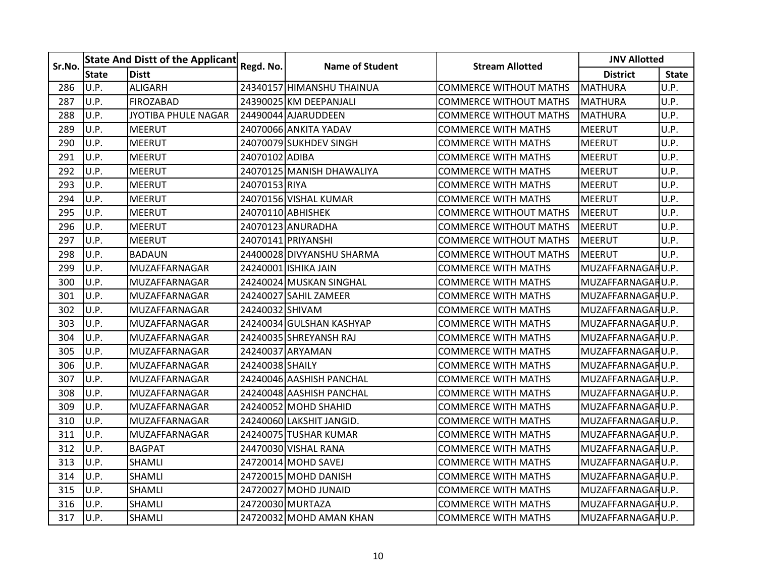| Sr.No. | State And Distt of the Applicant | | Regd. No. | Name of Student | Stream Allotted | JNV Allotted | |
|---|---|---|---|---|---|---|---|
| | State | Distt | | | | District | State |
| 286 | U.P. | ALIGARH | 24340157 | HIMANSHU THAINUA | COMMERCE WITHOUT MATHS | MATHURA | U.P. |
| 287 | U.P. | FIROZABAD | 24390025 | KM DEEPANJALI | COMMERCE WITHOUT MATHS | MATHURA | U.P. |
| 288 | U.P. | JYOTIBA PHULE NAGAR | 24490044 | AJARUDDEEN | COMMERCE WITHOUT MATHS | MATHURA | U.P. |
| 289 | U.P. | MEERUT | 24070066 | ANKITA YADAV | COMMERCE WITH MATHS | MEERUT | U.P. |
| 290 | U.P. | MEERUT | 24070079 | SUKHDEV SINGH | COMMERCE WITH MATHS | MEERUT | U.P. |
| 291 | U.P. | MEERUT | 24070102 | ADIBA | COMMERCE WITH MATHS | MEERUT | U.P. |
| 292 | U.P. | MEERUT | 24070125 | MANISH DHAWALIYA | COMMERCE WITH MATHS | MEERUT | U.P. |
| 293 | U.P. | MEERUT | 24070153 | RIYA | COMMERCE WITH MATHS | MEERUT | U.P. |
| 294 | U.P. | MEERUT | 24070156 | VISHAL KUMAR | COMMERCE WITH MATHS | MEERUT | U.P. |
| 295 | U.P. | MEERUT | 24070110 | ABHISHEK | COMMERCE WITHOUT MATHS | MEERUT | U.P. |
| 296 | U.P. | MEERUT | 24070123 | ANURADHA | COMMERCE WITHOUT MATHS | MEERUT | U.P. |
| 297 | U.P. | MEERUT | 24070141 | PRIYANSHI | COMMERCE WITHOUT MATHS | MEERUT | U.P. |
| 298 | U.P. | BADAUN | 24400028 | DIVYANSHU SHARMA | COMMERCE WITHOUT MATHS | MEERUT | U.P. |
| 299 | U.P. | MUZAFFARNAGAR | 24240001 | ISHIKA JAIN | COMMERCE WITH MATHS | MUZAFFARNAGAR | U.P. |
| 300 | U.P. | MUZAFFARNAGAR | 24240024 | MUSKAN SINGHAL | COMMERCE WITH MATHS | MUZAFFARNAGAR | U.P. |
| 301 | U.P. | MUZAFFARNAGAR | 24240027 | SAHIL ZAMEER | COMMERCE WITH MATHS | MUZAFFARNAGAR | U.P. |
| 302 | U.P. | MUZAFFARNAGAR | 24240032 | SHIVAM | COMMERCE WITH MATHS | MUZAFFARNAGAR | U.P. |
| 303 | U.P. | MUZAFFARNAGAR | 24240034 | GULSHAN KASHYAP | COMMERCE WITH MATHS | MUZAFFARNAGAR | U.P. |
| 304 | U.P. | MUZAFFARNAGAR | 24240035 | SHREYANSH RAJ | COMMERCE WITH MATHS | MUZAFFARNAGAR | U.P. |
| 305 | U.P. | MUZAFFARNAGAR | 24240037 | ARYAMAN | COMMERCE WITH MATHS | MUZAFFARNAGAR | U.P. |
| 306 | U.P. | MUZAFFARNAGAR | 24240038 | SHAILY | COMMERCE WITH MATHS | MUZAFFARNAGAR | U.P. |
| 307 | U.P. | MUZAFFARNAGAR | 24240046 | AASHISH PANCHAL | COMMERCE WITH MATHS | MUZAFFARNAGAR | U.P. |
| 308 | U.P. | MUZAFFARNAGAR | 24240048 | AASHISH PANCHAL | COMMERCE WITH MATHS | MUZAFFARNAGAR | U.P. |
| 309 | U.P. | MUZAFFARNAGAR | 24240052 | MOHD SHAHID | COMMERCE WITH MATHS | MUZAFFARNAGAR | U.P. |
| 310 | U.P. | MUZAFFARNAGAR | 24240060 | LAKSHIT JANGID. | COMMERCE WITH MATHS | MUZAFFARNAGAR | U.P. |
| 311 | U.P. | MUZAFFARNAGAR | 24240075 | TUSHAR KUMAR | COMMERCE WITH MATHS | MUZAFFARNAGAR | U.P. |
| 312 | U.P. | BAGPAT | 24470030 | VISHAL RANA | COMMERCE WITH MATHS | MUZAFFARNAGAR | U.P. |
| 313 | U.P. | SHAMLI | 24720014 | MOHD SAVEJ | COMMERCE WITH MATHS | MUZAFFARNAGAR | U.P. |
| 314 | U.P. | SHAMLI | 24720015 | MOHD DANISH | COMMERCE WITH MATHS | MUZAFFARNAGAR | U.P. |
| 315 | U.P. | SHAMLI | 24720027 | MOHD JUNAID | COMMERCE WITH MATHS | MUZAFFARNAGAR | U.P. |
| 316 | U.P. | SHAMLI | 24720030 | MURTAZA | COMMERCE WITH MATHS | MUZAFFARNAGAR | U.P. |
| 317 | U.P. | SHAMLI | 24720032 | MOHD AMAN KHAN | COMMERCE WITH MATHS | MUZAFFARNAGAR | U.P. |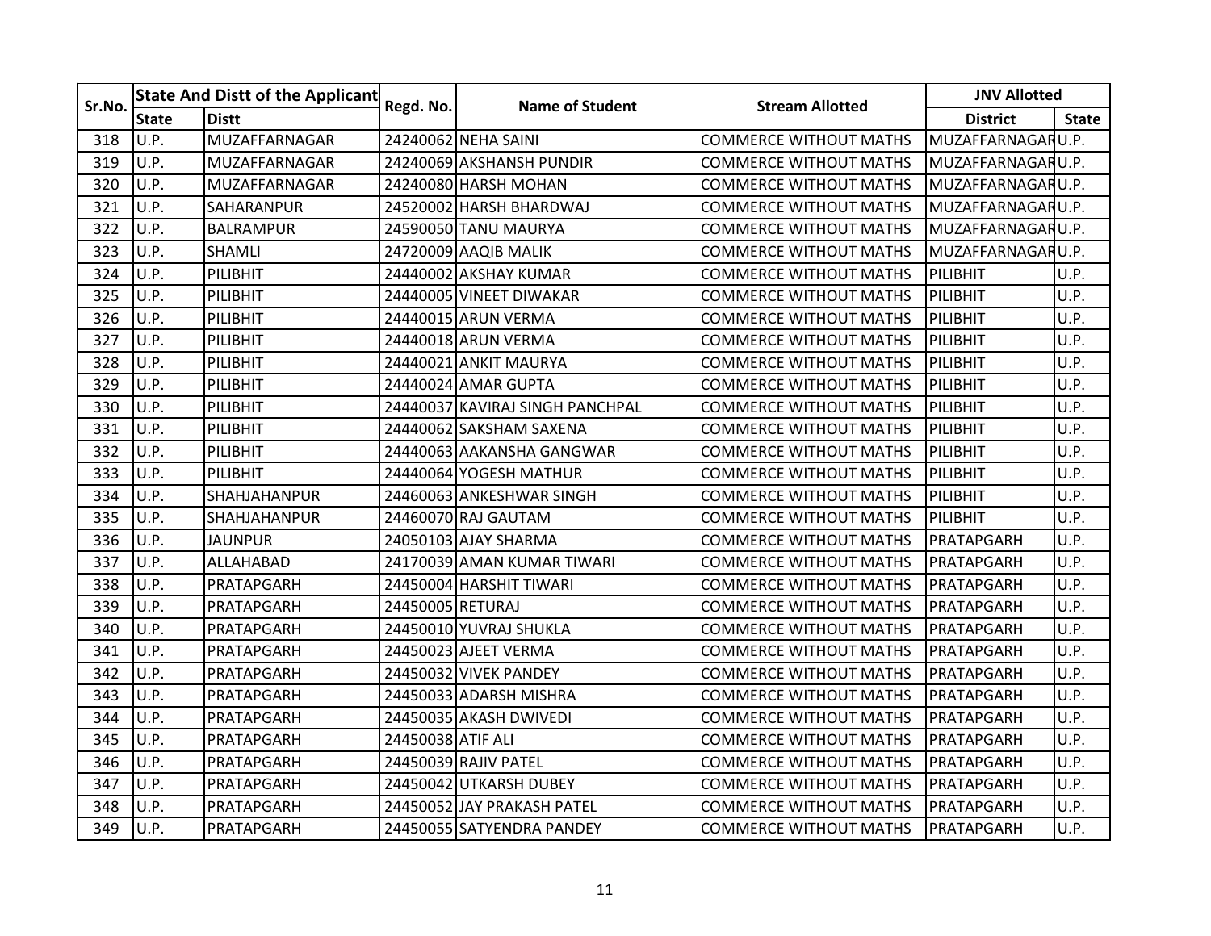| Sr.No. | State And Distt of the Applicant | | Regd. No. | Name of Student | Stream Allotted | JNV Allotted | |
|---|---|---|---|---|---|---|---|
| | State | Distt | | | | District | State |
| 318 | U.P. | MUZAFFARNAGAR | 24240062 | NEHA SAINI | COMMERCE WITHOUT MATHS | MUZAFFARNAGAR | U.P. |
| 319 | U.P. | MUZAFFARNAGAR | 24240069 | AKSHANSH PUNDIR | COMMERCE WITHOUT MATHS | MUZAFFARNAGAR | U.P. |
| 320 | U.P. | MUZAFFARNAGAR | 24240080 | HARSH MOHAN | COMMERCE WITHOUT MATHS | MUZAFFARNAGAR | U.P. |
| 321 | U.P. | SAHARANPUR | 24520002 | HARSH BHARDWAJ | COMMERCE WITHOUT MATHS | MUZAFFARNAGAR | U.P. |
| 322 | U.P. | BALRAMPUR | 24590050 | TANU MAURYA | COMMERCE WITHOUT MATHS | MUZAFFARNAGAR | U.P. |
| 323 | U.P. | SHAMLI | 24720009 | AAQIB MALIK | COMMERCE WITHOUT MATHS | MUZAFFARNAGAR | U.P. |
| 324 | U.P. | PILIBHIT | 24440002 | AKSHAY KUMAR | COMMERCE WITHOUT MATHS | PILIBHIT | U.P. |
| 325 | U.P. | PILIBHIT | 24440005 | VINEET DIWAKAR | COMMERCE WITHOUT MATHS | PILIBHIT | U.P. |
| 326 | U.P. | PILIBHIT | 24440015 | ARUN VERMA | COMMERCE WITHOUT MATHS | PILIBHIT | U.P. |
| 327 | U.P. | PILIBHIT | 24440018 | ARUN VERMA | COMMERCE WITHOUT MATHS | PILIBHIT | U.P. |
| 328 | U.P. | PILIBHIT | 24440021 | ANKIT MAURYA | COMMERCE WITHOUT MATHS | PILIBHIT | U.P. |
| 329 | U.P. | PILIBHIT | 24440024 | AMAR GUPTA | COMMERCE WITHOUT MATHS | PILIBHIT | U.P. |
| 330 | U.P. | PILIBHIT | 24440037 | KAVIRAJ SINGH PANCHPAL | COMMERCE WITHOUT MATHS | PILIBHIT | U.P. |
| 331 | U.P. | PILIBHIT | 24440062 | SAKSHAM SAXENA | COMMERCE WITHOUT MATHS | PILIBHIT | U.P. |
| 332 | U.P. | PILIBHIT | 24440063 | AAKANSHA GANGWAR | COMMERCE WITHOUT MATHS | PILIBHIT | U.P. |
| 333 | U.P. | PILIBHIT | 24440064 | YOGESH MATHUR | COMMERCE WITHOUT MATHS | PILIBHIT | U.P. |
| 334 | U.P. | SHAHJAHANPUR | 24460063 | ANKESHWAR SINGH | COMMERCE WITHOUT MATHS | PILIBHIT | U.P. |
| 335 | U.P. | SHAHJAHANPUR | 24460070 | RAJ GAUTAM | COMMERCE WITHOUT MATHS | PILIBHIT | U.P. |
| 336 | U.P. | JAUNPUR | 24050103 | AJAY SHARMA | COMMERCE WITHOUT MATHS | PRATAPGARH | U.P. |
| 337 | U.P. | ALLAHABAD | 24170039 | AMAN KUMAR TIWARI | COMMERCE WITHOUT MATHS | PRATAPGARH | U.P. |
| 338 | U.P. | PRATAPGARH | 24450004 | HARSHIT TIWARI | COMMERCE WITHOUT MATHS | PRATAPGARH | U.P. |
| 339 | U.P. | PRATAPGARH | 24450005 | RETURAJ | COMMERCE WITHOUT MATHS | PRATAPGARH | U.P. |
| 340 | U.P. | PRATAPGARH | 24450010 | YUVRAJ SHUKLA | COMMERCE WITHOUT MATHS | PRATAPGARH | U.P. |
| 341 | U.P. | PRATAPGARH | 24450023 | AJEET VERMA | COMMERCE WITHOUT MATHS | PRATAPGARH | U.P. |
| 342 | U.P. | PRATAPGARH | 24450032 | VIVEK PANDEY | COMMERCE WITHOUT MATHS | PRATAPGARH | U.P. |
| 343 | U.P. | PRATAPGARH | 24450033 | ADARSH MISHRA | COMMERCE WITHOUT MATHS | PRATAPGARH | U.P. |
| 344 | U.P. | PRATAPGARH | 24450035 | AKASH DWIVEDI | COMMERCE WITHOUT MATHS | PRATAPGARH | U.P. |
| 345 | U.P. | PRATAPGARH | 24450038 | ATIF ALI | COMMERCE WITHOUT MATHS | PRATAPGARH | U.P. |
| 346 | U.P. | PRATAPGARH | 24450039 | RAJIV PATEL | COMMERCE WITHOUT MATHS | PRATAPGARH | U.P. |
| 347 | U.P. | PRATAPGARH | 24450042 | UTKARSH DUBEY | COMMERCE WITHOUT MATHS | PRATAPGARH | U.P. |
| 348 | U.P. | PRATAPGARH | 24450052 | JAY PRAKASH PATEL | COMMERCE WITHOUT MATHS | PRATAPGARH | U.P. |
| 349 | U.P. | PRATAPGARH | 24450055 | SATYENDRA PANDEY | COMMERCE WITHOUT MATHS | PRATAPGARH | U.P. |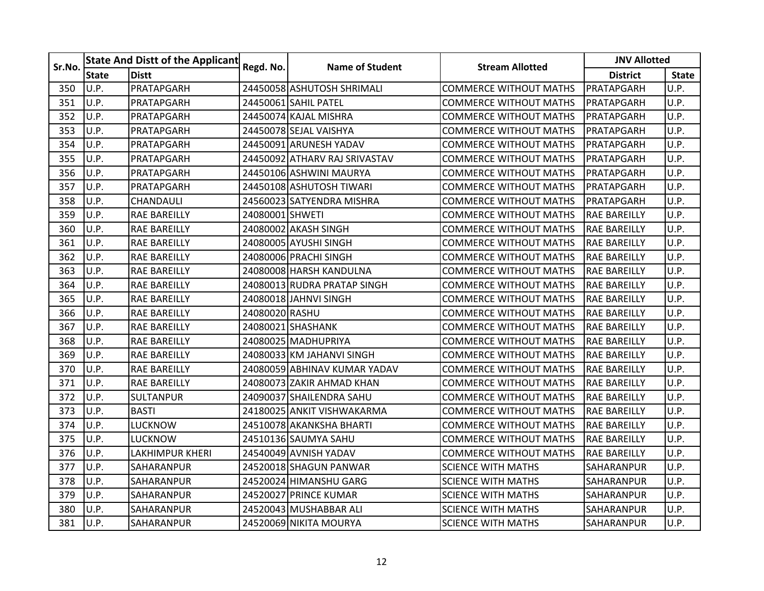| Sr.No. | State And Distt of the Applicant | | Regd. No. | Name of Student | Stream Allotted | JNV Allotted | |
|---|---|---|---|---|---|---|---|
| | State | Distt | | | | District | State |
| 350 | U.P. | PRATAPGARH | 24450058 | ASHUTOSH SHRIMALI | COMMERCE WITHOUT MATHS | PRATAPGARH | U.P. |
| 351 | U.P. | PRATAPGARH | 24450061 | SAHIL PATEL | COMMERCE WITHOUT MATHS | PRATAPGARH | U.P. |
| 352 | U.P. | PRATAPGARH | 24450074 | KAJAL MISHRA | COMMERCE WITHOUT MATHS | PRATAPGARH | U.P. |
| 353 | U.P. | PRATAPGARH | 24450078 | SEJAL VAISHYA | COMMERCE WITHOUT MATHS | PRATAPGARH | U.P. |
| 354 | U.P. | PRATAPGARH | 24450091 | ARUNESH YADAV | COMMERCE WITHOUT MATHS | PRATAPGARH | U.P. |
| 355 | U.P. | PRATAPGARH | 24450092 | ATHARV RAJ SRIVASTAV | COMMERCE WITHOUT MATHS | PRATAPGARH | U.P. |
| 356 | U.P. | PRATAPGARH | 24450106 | ASHWINI MAURYA | COMMERCE WITHOUT MATHS | PRATAPGARH | U.P. |
| 357 | U.P. | PRATAPGARH | 24450108 | ASHUTOSH TIWARI | COMMERCE WITHOUT MATHS | PRATAPGARH | U.P. |
| 358 | U.P. | CHANDAULI | 24560023 | SATYENDRA MISHRA | COMMERCE WITHOUT MATHS | PRATAPGARH | U.P. |
| 359 | U.P. | RAE BAREILLY | 24080001 | SHWETI | COMMERCE WITHOUT MATHS | RAE BAREILLY | U.P. |
| 360 | U.P. | RAE BAREILLY | 24080002 | AKASH SINGH | COMMERCE WITHOUT MATHS | RAE BAREILLY | U.P. |
| 361 | U.P. | RAE BAREILLY | 24080005 | AYUSHI SINGH | COMMERCE WITHOUT MATHS | RAE BAREILLY | U.P. |
| 362 | U.P. | RAE BAREILLY | 24080006 | PRACHI SINGH | COMMERCE WITHOUT MATHS | RAE BAREILLY | U.P. |
| 363 | U.P. | RAE BAREILLY | 24080008 | HARSH KANDULNA | COMMERCE WITHOUT MATHS | RAE BAREILLY | U.P. |
| 364 | U.P. | RAE BAREILLY | 24080013 | RUDRA PRATAP SINGH | COMMERCE WITHOUT MATHS | RAE BAREILLY | U.P. |
| 365 | U.P. | RAE BAREILLY | 24080018 | JAHNVI SINGH | COMMERCE WITHOUT MATHS | RAE BAREILLY | U.P. |
| 366 | U.P. | RAE BAREILLY | 24080020 | RASHU | COMMERCE WITHOUT MATHS | RAE BAREILLY | U.P. |
| 367 | U.P. | RAE BAREILLY | 24080021 | SHASHANK | COMMERCE WITHOUT MATHS | RAE BAREILLY | U.P. |
| 368 | U.P. | RAE BAREILLY | 24080025 | MADHUPRIYA | COMMERCE WITHOUT MATHS | RAE BAREILLY | U.P. |
| 369 | U.P. | RAE BAREILLY | 24080033 | KM JAHANVI SINGH | COMMERCE WITHOUT MATHS | RAE BAREILLY | U.P. |
| 370 | U.P. | RAE BAREILLY | 24080059 | ABHINAV KUMAR YADAV | COMMERCE WITHOUT MATHS | RAE BAREILLY | U.P. |
| 371 | U.P. | RAE BAREILLY | 24080073 | ZAKIR AHMAD KHAN | COMMERCE WITHOUT MATHS | RAE BAREILLY | U.P. |
| 372 | U.P. | SULTANPUR | 24090037 | SHAILENDRA SAHU | COMMERCE WITHOUT MATHS | RAE BAREILLY | U.P. |
| 373 | U.P. | BASTI | 24180025 | ANKIT VISHWAKARMA | COMMERCE WITHOUT MATHS | RAE BAREILLY | U.P. |
| 374 | U.P. | LUCKNOW | 24510078 | AKANKSHA BHARTI | COMMERCE WITHOUT MATHS | RAE BAREILLY | U.P. |
| 375 | U.P. | LUCKNOW | 24510136 | SAUMYA SAHU | COMMERCE WITHOUT MATHS | RAE BAREILLY | U.P. |
| 376 | U.P. | LAKHIMPUR KHERI | 24540049 | AVNISH YADAV | COMMERCE WITHOUT MATHS | RAE BAREILLY | U.P. |
| 377 | U.P. | SAHARANPUR | 24520018 | SHAGUN PANWAR | SCIENCE WITH MATHS | SAHARANPUR | U.P. |
| 378 | U.P. | SAHARANPUR | 24520024 | HIMANSHU GARG | SCIENCE WITH MATHS | SAHARANPUR | U.P. |
| 379 | U.P. | SAHARANPUR | 24520027 | PRINCE KUMAR | SCIENCE WITH MATHS | SAHARANPUR | U.P. |
| 380 | U.P. | SAHARANPUR | 24520043 | MUSHABBAR ALI | SCIENCE WITH MATHS | SAHARANPUR | U.P. |
| 381 | U.P. | SAHARANPUR | 24520069 | NIKITA MOURYA | SCIENCE WITH MATHS | SAHARANPUR | U.P. |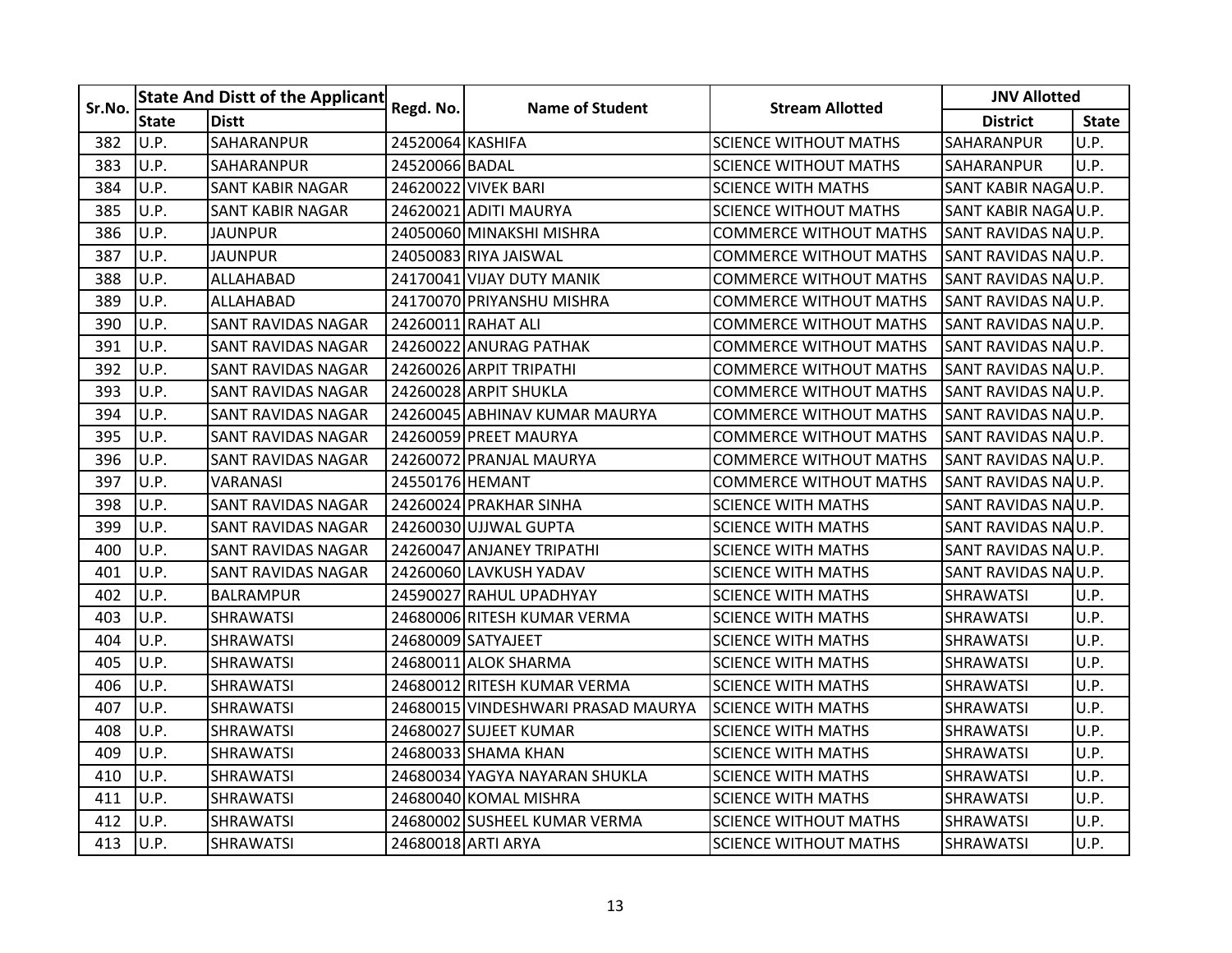| Sr.No. | State And Distt of the Applicant | | Regd. No. | Name of Student | Stream Allotted | JNV Allotted | |
|---|---|---|---|---|---|---|---|
| | State | Distt | | | | District | State |
| 382 | U.P. | SAHARANPUR | 24520064 | KASHIFA | SCIENCE WITHOUT MATHS | SAHARANPUR | U.P. |
| 383 | U.P. | SAHARANPUR | 24520066 | BADAL | SCIENCE WITHOUT MATHS | SAHARANPUR | U.P. |
| 384 | U.P. | SANT KABIR NAGAR | 24620022 | VIVEK BARI | SCIENCE WITH MATHS | SANT KABIR NAGA | U.P. |
| 385 | U.P. | SANT KABIR NAGAR | 24620021 | ADITI MAURYA | SCIENCE WITHOUT MATHS | SANT KABIR NAGA | U.P. |
| 386 | U.P. | JAUNPUR | 24050060 | MINAKSHI MISHRA | COMMERCE WITHOUT MATHS | SANT RAVIDAS NA | U.P. |
| 387 | U.P. | JAUNPUR | 24050083 | RIYA JAISWAL | COMMERCE WITHOUT MATHS | SANT RAVIDAS NA | U.P. |
| 388 | U.P. | ALLAHABAD | 24170041 | VIJAY DUTY MANIK | COMMERCE WITHOUT MATHS | SANT RAVIDAS NA | U.P. |
| 389 | U.P. | ALLAHABAD | 24170070 | PRIYANSHU MISHRA | COMMERCE WITHOUT MATHS | SANT RAVIDAS NA | U.P. |
| 390 | U.P. | SANT RAVIDAS NAGAR | 24260011 | RAHAT ALI | COMMERCE WITHOUT MATHS | SANT RAVIDAS NA | U.P. |
| 391 | U.P. | SANT RAVIDAS NAGAR | 24260022 | ANURAG PATHAK | COMMERCE WITHOUT MATHS | SANT RAVIDAS NA | U.P. |
| 392 | U.P. | SANT RAVIDAS NAGAR | 24260026 | ARPIT TRIPATHI | COMMERCE WITHOUT MATHS | SANT RAVIDAS NA | U.P. |
| 393 | U.P. | SANT RAVIDAS NAGAR | 24260028 | ARPIT SHUKLA | COMMERCE WITHOUT MATHS | SANT RAVIDAS NA | U.P. |
| 394 | U.P. | SANT RAVIDAS NAGAR | 24260045 | ABHINAV KUMAR MAURYA | COMMERCE WITHOUT MATHS | SANT RAVIDAS NA | U.P. |
| 395 | U.P. | SANT RAVIDAS NAGAR | 24260059 | PREET MAURYA | COMMERCE WITHOUT MATHS | SANT RAVIDAS NA | U.P. |
| 396 | U.P. | SANT RAVIDAS NAGAR | 24260072 | PRANJAL MAURYA | COMMERCE WITHOUT MATHS | SANT RAVIDAS NA | U.P. |
| 397 | U.P. | VARANASI | 24550176 | HEMANT | COMMERCE WITHOUT MATHS | SANT RAVIDAS NA | U.P. |
| 398 | U.P. | SANT RAVIDAS NAGAR | 24260024 | PRAKHAR SINHA | SCIENCE WITH MATHS | SANT RAVIDAS NA | U.P. |
| 399 | U.P. | SANT RAVIDAS NAGAR | 24260030 | UJJWAL GUPTA | SCIENCE WITH MATHS | SANT RAVIDAS NA | U.P. |
| 400 | U.P. | SANT RAVIDAS NAGAR | 24260047 | ANJANEY TRIPATHI | SCIENCE WITH MATHS | SANT RAVIDAS NA | U.P. |
| 401 | U.P. | SANT RAVIDAS NAGAR | 24260060 | LAVKUSH YADAV | SCIENCE WITH MATHS | SANT RAVIDAS NA | U.P. |
| 402 | U.P. | BALRAMPUR | 24590027 | RAHUL UPADHYAY | SCIENCE WITH MATHS | SHRAWATSI | U.P. |
| 403 | U.P. | SHRAWATSI | 24680006 | RITESH KUMAR VERMA | SCIENCE WITH MATHS | SHRAWATSI | U.P. |
| 404 | U.P. | SHRAWATSI | 24680009 | SATYAJEET | SCIENCE WITH MATHS | SHRAWATSI | U.P. |
| 405 | U.P. | SHRAWATSI | 24680011 | ALOK SHARMA | SCIENCE WITH MATHS | SHRAWATSI | U.P. |
| 406 | U.P. | SHRAWATSI | 24680012 | RITESH KUMAR VERMA | SCIENCE WITH MATHS | SHRAWATSI | U.P. |
| 407 | U.P. | SHRAWATSI | 24680015 | VINDESHWARI PRASAD MAURYA | SCIENCE WITH MATHS | SHRAWATSI | U.P. |
| 408 | U.P. | SHRAWATSI | 24680027 | SUJEET KUMAR | SCIENCE WITH MATHS | SHRAWATSI | U.P. |
| 409 | U.P. | SHRAWATSI | 24680033 | SHAMA KHAN | SCIENCE WITH MATHS | SHRAWATSI | U.P. |
| 410 | U.P. | SHRAWATSI | 24680034 | YAGYA NAYARAN SHUKLA | SCIENCE WITH MATHS | SHRAWATSI | U.P. |
| 411 | U.P. | SHRAWATSI | 24680040 | KOMAL MISHRA | SCIENCE WITH MATHS | SHRAWATSI | U.P. |
| 412 | U.P. | SHRAWATSI | 24680002 | SUSHEEL KUMAR VERMA | SCIENCE WITHOUT MATHS | SHRAWATSI | U.P. |
| 413 | U.P. | SHRAWATSI | 24680018 | ARTI ARYA | SCIENCE WITHOUT MATHS | SHRAWATSI | U.P. |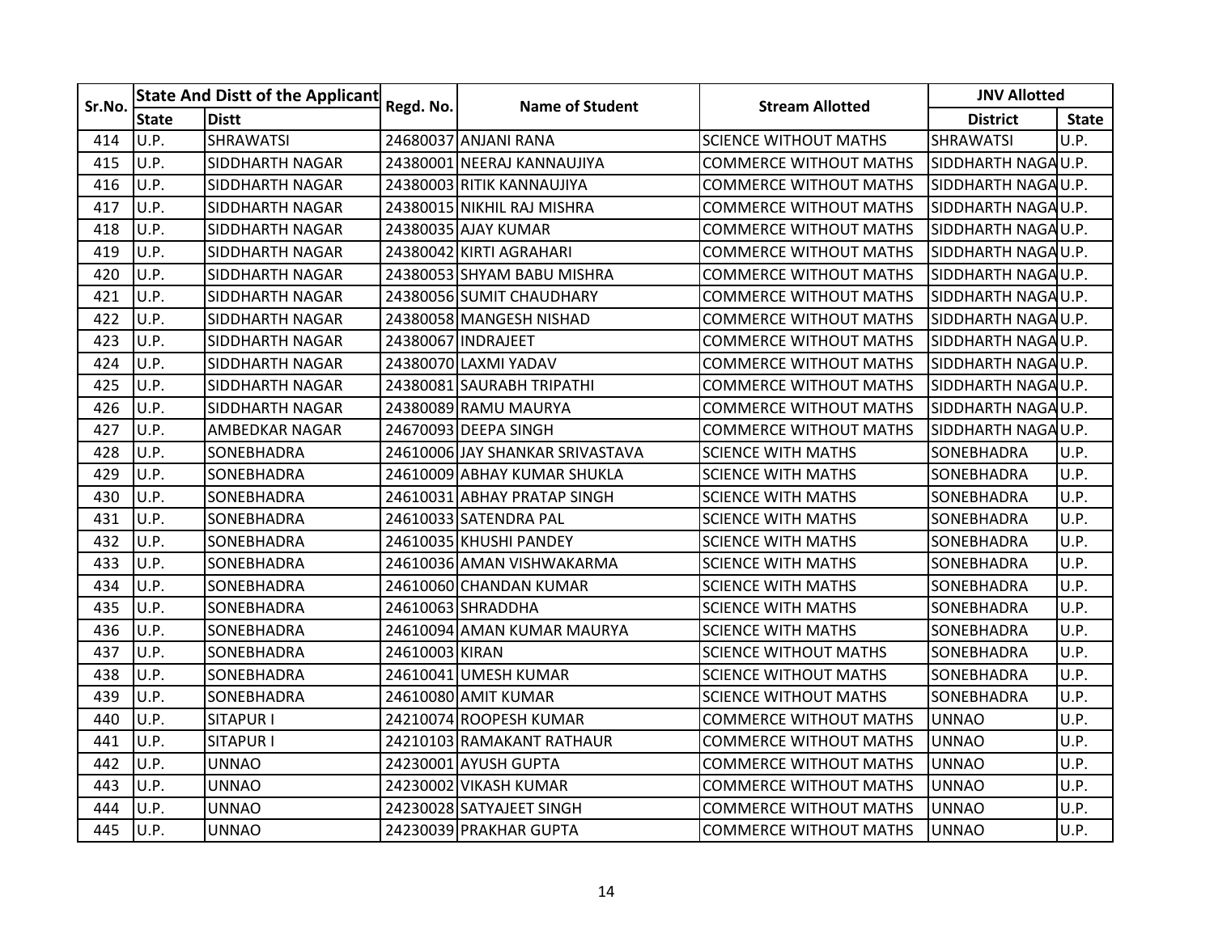| Sr.No. | State And Distt of the Applicant | | Regd. No. | Name of Student | Stream Allotted | JNV Allotted | |
|---|---|---|---|---|---|---|---|
| | State | Distt | | | | District | State |
| 414 | U.P. | SHRAWATSI | 24680037 | ANJANI RANA | SCIENCE WITHOUT MATHS | SHRAWATSI | U.P. |
| 415 | U.P. | SIDDHARTH NAGAR | 24380001 | NEERAJ KANNAUJIYA | COMMERCE WITHOUT MATHS | SIDDHARTH NAGA | U.P. |
| 416 | U.P. | SIDDHARTH NAGAR | 24380003 | RITIK KANNAUJIYA | COMMERCE WITHOUT MATHS | SIDDHARTH NAGA | U.P. |
| 417 | U.P. | SIDDHARTH NAGAR | 24380015 | NIKHIL RAJ MISHRA | COMMERCE WITHOUT MATHS | SIDDHARTH NAGA | U.P. |
| 418 | U.P. | SIDDHARTH NAGAR | 24380035 | AJAY KUMAR | COMMERCE WITHOUT MATHS | SIDDHARTH NAGA | U.P. |
| 419 | U.P. | SIDDHARTH NAGAR | 24380042 | KIRTI AGRAHARI | COMMERCE WITHOUT MATHS | SIDDHARTH NAGA | U.P. |
| 420 | U.P. | SIDDHARTH NAGAR | 24380053 | SHYAM BABU MISHRA | COMMERCE WITHOUT MATHS | SIDDHARTH NAGA | U.P. |
| 421 | U.P. | SIDDHARTH NAGAR | 24380056 | SUMIT CHAUDHARY | COMMERCE WITHOUT MATHS | SIDDHARTH NAGA | U.P. |
| 422 | U.P. | SIDDHARTH NAGAR | 24380058 | MANGESH NISHAD | COMMERCE WITHOUT MATHS | SIDDHARTH NAGA | U.P. |
| 423 | U.P. | SIDDHARTH NAGAR | 24380067 | INDRAJEET | COMMERCE WITHOUT MATHS | SIDDHARTH NAGA | U.P. |
| 424 | U.P. | SIDDHARTH NAGAR | 24380070 | LAXMI YADAV | COMMERCE WITHOUT MATHS | SIDDHARTH NAGA | U.P. |
| 425 | U.P. | SIDDHARTH NAGAR | 24380081 | SAURABH TRIPATHI | COMMERCE WITHOUT MATHS | SIDDHARTH NAGA | U.P. |
| 426 | U.P. | SIDDHARTH NAGAR | 24380089 | RAMU MAURYA | COMMERCE WITHOUT MATHS | SIDDHARTH NAGA | U.P. |
| 427 | U.P. | AMBEDKAR NAGAR | 24670093 | DEEPA SINGH | COMMERCE WITHOUT MATHS | SIDDHARTH NAGA | U.P. |
| 428 | U.P. | SONEBHADRA | 24610006 | JAY SHANKAR SRIVASTAVA | SCIENCE WITH MATHS | SONEBHADRA | U.P. |
| 429 | U.P. | SONEBHADRA | 24610009 | ABHAY KUMAR SHUKLA | SCIENCE WITH MATHS | SONEBHADRA | U.P. |
| 430 | U.P. | SONEBHADRA | 24610031 | ABHAY PRATAP SINGH | SCIENCE WITH MATHS | SONEBHADRA | U.P. |
| 431 | U.P. | SONEBHADRA | 24610033 | SATENDRA PAL | SCIENCE WITH MATHS | SONEBHADRA | U.P. |
| 432 | U.P. | SONEBHADRA | 24610035 | KHUSHI PANDEY | SCIENCE WITH MATHS | SONEBHADRA | U.P. |
| 433 | U.P. | SONEBHADRA | 24610036 | AMAN VISHWAKARMA | SCIENCE WITH MATHS | SONEBHADRA | U.P. |
| 434 | U.P. | SONEBHADRA | 24610060 | CHANDAN KUMAR | SCIENCE WITH MATHS | SONEBHADRA | U.P. |
| 435 | U.P. | SONEBHADRA | 24610063 | SHRADDHA | SCIENCE WITH MATHS | SONEBHADRA | U.P. |
| 436 | U.P. | SONEBHADRA | 24610094 | AMAN KUMAR MAURYA | SCIENCE WITH MATHS | SONEBHADRA | U.P. |
| 437 | U.P. | SONEBHADRA | 24610003 | KIRAN | SCIENCE WITHOUT MATHS | SONEBHADRA | U.P. |
| 438 | U.P. | SONEBHADRA | 24610041 | UMESH KUMAR | SCIENCE WITHOUT MATHS | SONEBHADRA | U.P. |
| 439 | U.P. | SONEBHADRA | 24610080 | AMIT KUMAR | SCIENCE WITHOUT MATHS | SONEBHADRA | U.P. |
| 440 | U.P. | SITAPUR I | 24210074 | ROOPESH KUMAR | COMMERCE WITHOUT MATHS | UNNAO | U.P. |
| 441 | U.P. | SITAPUR I | 24210103 | RAMAKANT RATHAUR | COMMERCE WITHOUT MATHS | UNNAO | U.P. |
| 442 | U.P. | UNNAO | 24230001 | AYUSH GUPTA | COMMERCE WITHOUT MATHS | UNNAO | U.P. |
| 443 | U.P. | UNNAO | 24230002 | VIKASH KUMAR | COMMERCE WITHOUT MATHS | UNNAO | U.P. |
| 444 | U.P. | UNNAO | 24230028 | SATYAJEET SINGH | COMMERCE WITHOUT MATHS | UNNAO | U.P. |
| 445 | U.P. | UNNAO | 24230039 | PRAKHAR GUPTA | COMMERCE WITHOUT MATHS | UNNAO | U.P. |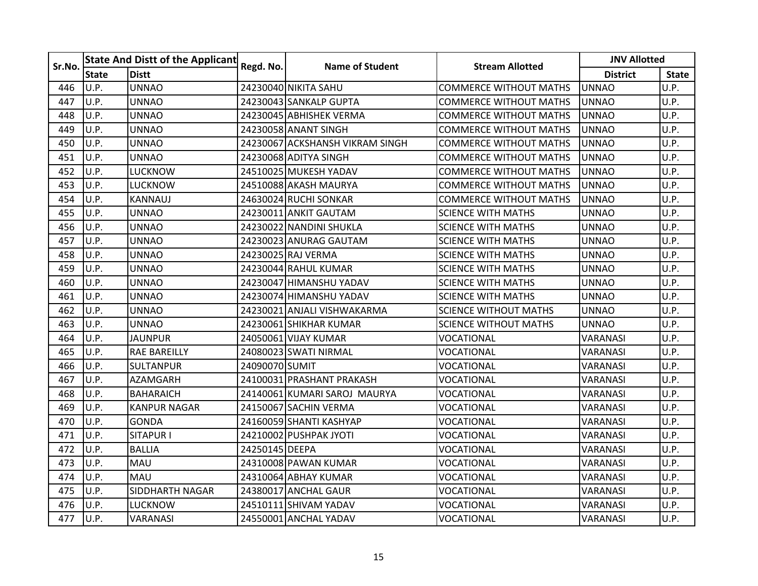| Sr.No. | State And Distt of the Applicant | | Regd. No. | Name of Student | Stream Allotted | JNV Allotted | |
|---|---|---|---|---|---|---|---|
| | State | Distt | | | | District | State |
| 446 | U.P. | UNNAO | 24230040 | NIKITA SAHU | COMMERCE WITHOUT MATHS | UNNAO | U.P. |
| 447 | U.P. | UNNAO | 24230043 | SANKALP GUPTA | COMMERCE WITHOUT MATHS | UNNAO | U.P. |
| 448 | U.P. | UNNAO | 24230045 | ABHISHEK VERMA | COMMERCE WITHOUT MATHS | UNNAO | U.P. |
| 449 | U.P. | UNNAO | 24230058 | ANANT SINGH | COMMERCE WITHOUT MATHS | UNNAO | U.P. |
| 450 | U.P. | UNNAO | 24230067 | ACKSHANSH VIKRAM SINGH | COMMERCE WITHOUT MATHS | UNNAO | U.P. |
| 451 | U.P. | UNNAO | 24230068 | ADITYA SINGH | COMMERCE WITHOUT MATHS | UNNAO | U.P. |
| 452 | U.P. | LUCKNOW | 24510025 | MUKESH YADAV | COMMERCE WITHOUT MATHS | UNNAO | U.P. |
| 453 | U.P. | LUCKNOW | 24510088 | AKASH MAURYA | COMMERCE WITHOUT MATHS | UNNAO | U.P. |
| 454 | U.P. | KANNAUJ | 24630024 | RUCHI SONKAR | COMMERCE WITHOUT MATHS | UNNAO | U.P. |
| 455 | U.P. | UNNAO | 24230011 | ANKIT GAUTAM | SCIENCE WITH MATHS | UNNAO | U.P. |
| 456 | U.P. | UNNAO | 24230022 | NANDINI SHUKLA | SCIENCE WITH MATHS | UNNAO | U.P. |
| 457 | U.P. | UNNAO | 24230023 | ANURAG GAUTAM | SCIENCE WITH MATHS | UNNAO | U.P. |
| 458 | U.P. | UNNAO | 24230025 | RAJ VERMA | SCIENCE WITH MATHS | UNNAO | U.P. |
| 459 | U.P. | UNNAO | 24230044 | RAHUL KUMAR | SCIENCE WITH MATHS | UNNAO | U.P. |
| 460 | U.P. | UNNAO | 24230047 | HIMANSHU YADAV | SCIENCE WITH MATHS | UNNAO | U.P. |
| 461 | U.P. | UNNAO | 24230074 | HIMANSHU YADAV | SCIENCE WITH MATHS | UNNAO | U.P. |
| 462 | U.P. | UNNAO | 24230021 | ANJALI VISHWAKARMA | SCIENCE WITHOUT MATHS | UNNAO | U.P. |
| 463 | U.P. | UNNAO | 24230061 | SHIKHAR KUMAR | SCIENCE WITHOUT MATHS | UNNAO | U.P. |
| 464 | U.P. | JAUNPUR | 24050061 | VIJAY KUMAR | VOCATIONAL | VARANASI | U.P. |
| 465 | U.P. | RAE BAREILLY | 24080023 | SWATI NIRMAL | VOCATIONAL | VARANASI | U.P. |
| 466 | U.P. | SULTANPUR | 24090070 | SUMIT | VOCATIONAL | VARANASI | U.P. |
| 467 | U.P. | AZAMGARH | 24100031 | PRASHANT PRAKASH | VOCATIONAL | VARANASI | U.P. |
| 468 | U.P. | BAHARAICH | 24140061 | KUMARI SAROJ MAURYA | VOCATIONAL | VARANASI | U.P. |
| 469 | U.P. | KANPUR NAGAR | 24150067 | SACHIN VERMA | VOCATIONAL | VARANASI | U.P. |
| 470 | U.P. | GONDA | 24160059 | SHANTI KASHYAP | VOCATIONAL | VARANASI | U.P. |
| 471 | U.P. | SITAPUR I | 24210002 | PUSHPAK JYOTI | VOCATIONAL | VARANASI | U.P. |
| 472 | U.P. | BALLIA | 24250145 | DEEPA | VOCATIONAL | VARANASI | U.P. |
| 473 | U.P. | MAU | 24310008 | PAWAN KUMAR | VOCATIONAL | VARANASI | U.P. |
| 474 | U.P. | MAU | 24310064 | ABHAY KUMAR | VOCATIONAL | VARANASI | U.P. |
| 475 | U.P. | SIDDHARTH NAGAR | 24380017 | ANCHAL GAUR | VOCATIONAL | VARANASI | U.P. |
| 476 | U.P. | LUCKNOW | 24510111 | SHIVAM YADAV | VOCATIONAL | VARANASI | U.P. |
| 477 | U.P. | VARANASI | 24550001 | ANCHAL YADAV | VOCATIONAL | VARANASI | U.P. |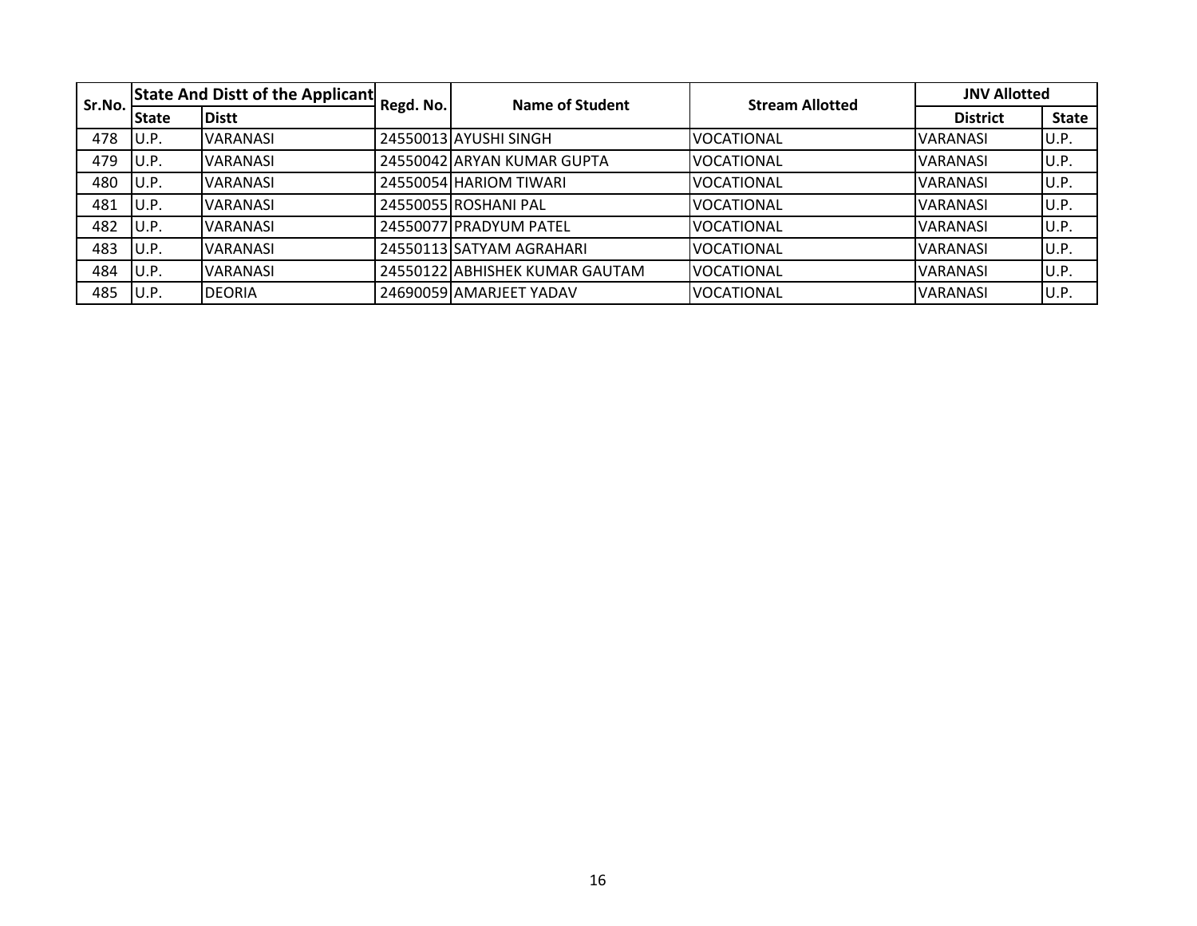| Sr.No. | State And Distt of the Applicant | | Regd. No. | Name of Student | Stream Allotted | JNV Allotted | |
|---|---|---|---|---|---|---|---|
| | State | Distt | | | | District | State |
| 478 | U.P. | VARANASI | 24550013 | AYUSHI SINGH | VOCATIONAL | VARANASI | U.P. |
| 479 | U.P. | VARANASI | 24550042 | ARYAN KUMAR GUPTA | VOCATIONAL | VARANASI | U.P. |
| 480 | U.P. | VARANASI | 24550054 | HARIOM TIWARI | VOCATIONAL | VARANASI | U.P. |
| 481 | U.P. | VARANASI | 24550055 | ROSHANI PAL | VOCATIONAL | VARANASI | U.P. |
| 482 | U.P. | VARANASI | 24550077 | PRADYUM PATEL | VOCATIONAL | VARANASI | U.P. |
| 483 | U.P. | VARANASI | 24550113 | SATYAM AGRAHARI | VOCATIONAL | VARANASI | U.P. |
| 484 | U.P. | VARANASI | 24550122 | ABHISHEK KUMAR GAUTAM | VOCATIONAL | VARANASI | U.P. |
| 485 | U.P. | DEORIA | 24690059 | AMARJEET YADAV | VOCATIONAL | VARANASI | U.P. |